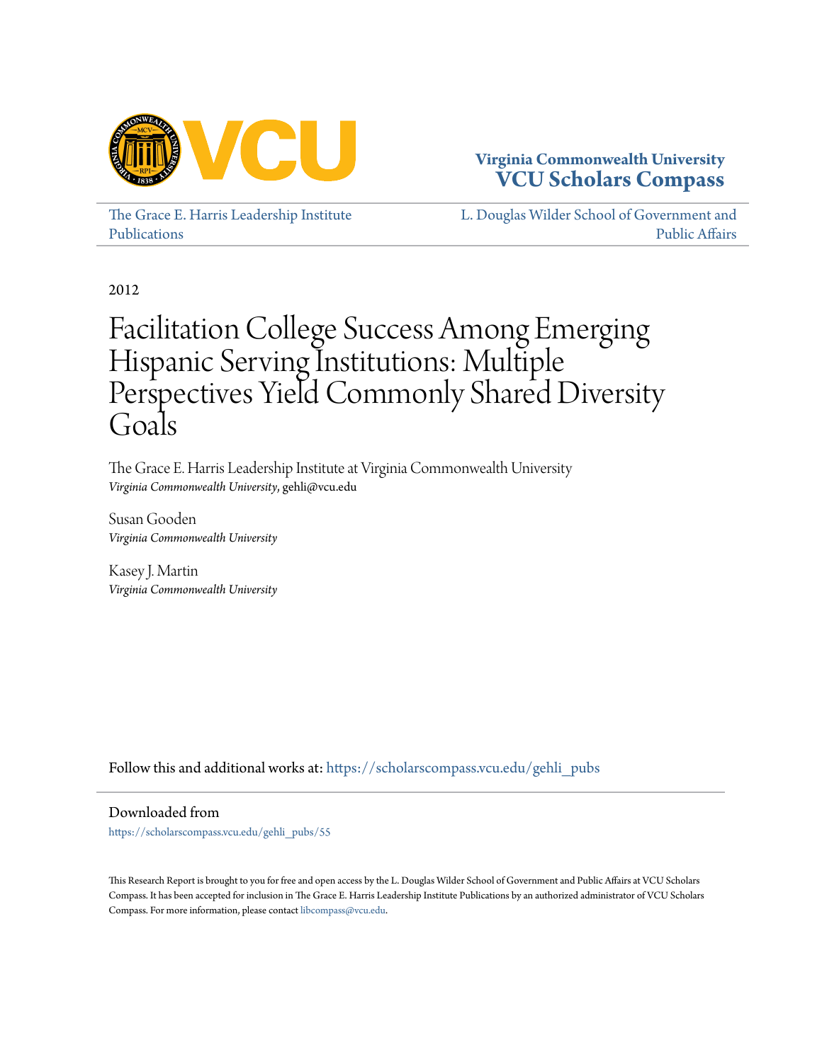Virginia Commonwealth University
**VCU Scholars Compass**

The Grace E. Harris Leadership Institute Publications

L. Douglas Wilder School of Government and Public Affairs

2012

# Facilitation College Success Among Emerging Hispanic Serving Institutions: Multiple Perspectives Yield Commonly Shared Diversity Goals

The Grace E. Harris Leadership Institute at Virginia Commonwealth University
*Virginia Commonwealth University*, gehli@vcu.edu

Susan Gooden
*Virginia Commonwealth University*

Kasey J. Martin
*Virginia Commonwealth University*

Follow this and additional works at: https://scholarscompass.vcu.edu/gehli_pubs

Downloaded from

https://scholarscompass.vcu.edu/gehli_pubs/55

This Research Report is brought to you for free and open access by the L. Douglas Wilder School of Government and Public Affairs at VCU Scholars Compass. It has been accepted for inclusion in The Grace E. Harris Leadership Institute Publications by an authorized administrator of VCU Scholars Compass. For more information, please contact libcompass@vcu.edu.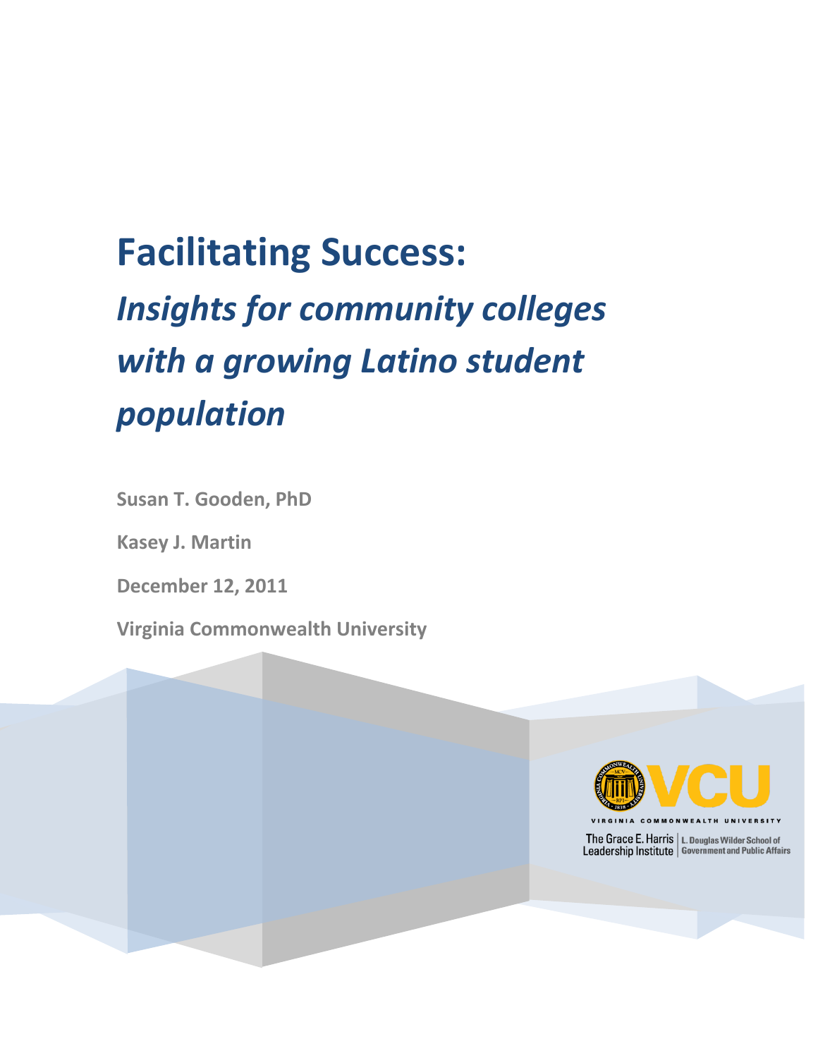# Facilitating Success:

## *Insights for community colleges with a growing Latino student population*

**Susan T. Gooden, PhD**

**Kasey J. Martin**

**December 12, 2011**

**Virginia Commonwealth University**

VIRGINIA COMMONWEALTH UNIVERSITY

The Grace E. Harris Leadership Institute | L. Douglas Wilder School of Government and Public Affairs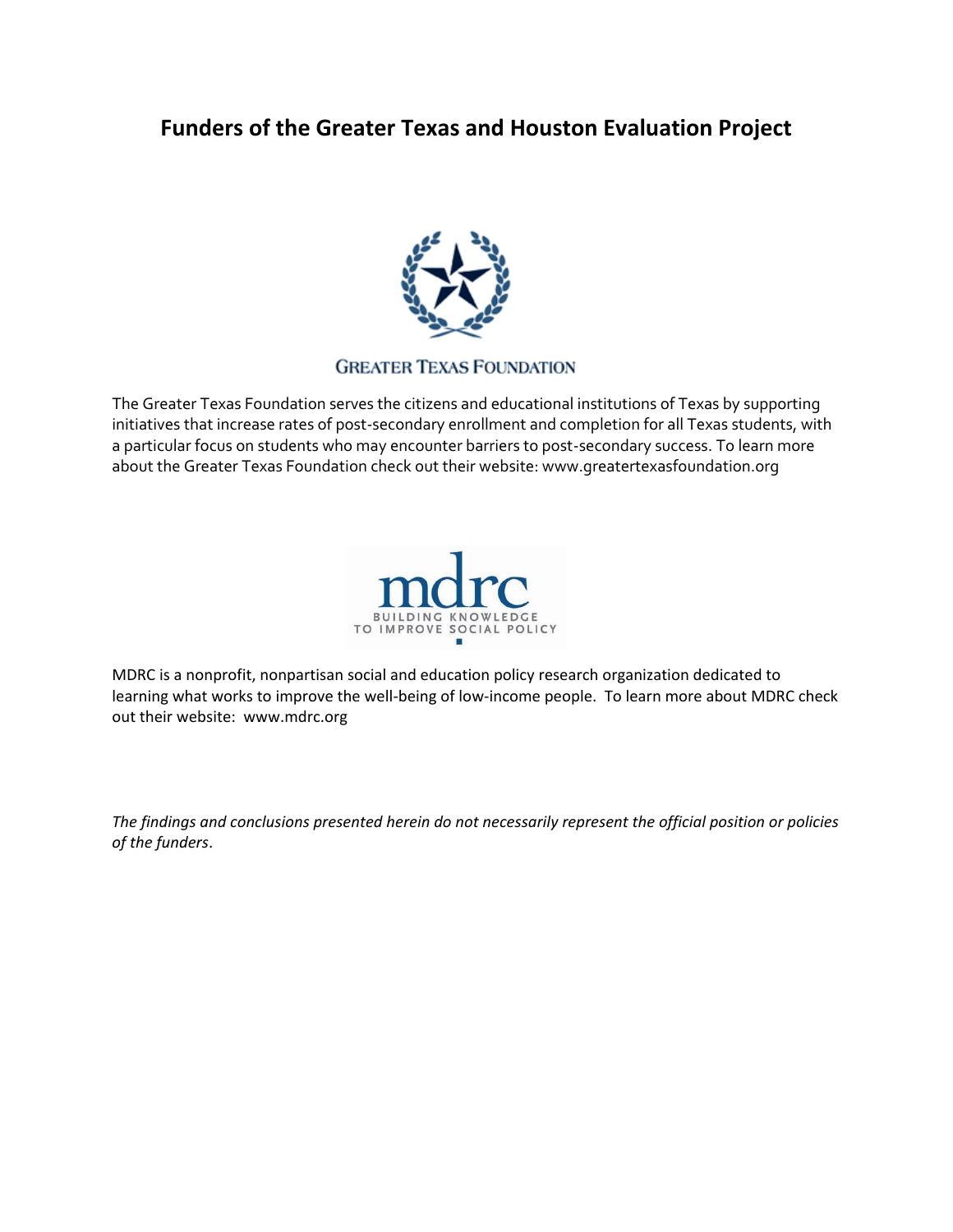# Funders of the Greater Texas and Houston Evaluation Project

GREATER TEXAS FOUNDATION

The Greater Texas Foundation serves the citizens and educational institutions of Texas by supporting initiatives that increase rates of post-secondary enrollment and completion for all Texas students, with a particular focus on students who may encounter barriers to post-secondary success. To learn more about the Greater Texas Foundation check out their website: www.greatertexasfoundation.org

mdrc
BUILDING KNOWLEDGE TO IMPROVE SOCIAL POLICY

MDRC is a nonprofit, nonpartisan social and education policy research organization dedicated to learning what works to improve the well-being of low-income people. To learn more about MDRC check out their website: www.mdrc.org

*The findings and conclusions presented herein do not necessarily represent the official position or policies of the funders*.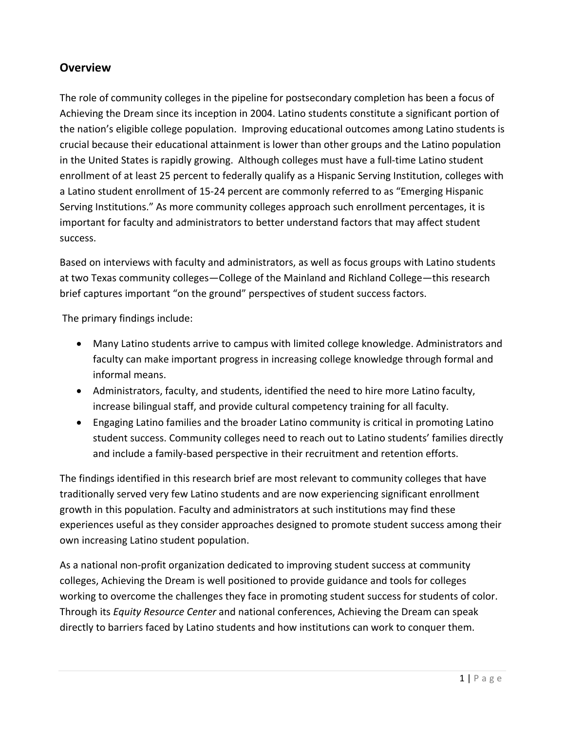## Overview

The role of community colleges in the pipeline for postsecondary completion has been a focus of Achieving the Dream since its inception in 2004. Latino students constitute a significant portion of the nation's eligible college population. Improving educational outcomes among Latino students is crucial because their educational attainment is lower than other groups and the Latino population in the United States is rapidly growing. Although colleges must have a full-time Latino student enrollment of at least 25 percent to federally qualify as a Hispanic Serving Institution, colleges with a Latino student enrollment of 15-24 percent are commonly referred to as "Emerging Hispanic Serving Institutions." As more community colleges approach such enrollment percentages, it is important for faculty and administrators to better understand factors that may affect student success.

Based on interviews with faculty and administrators, as well as focus groups with Latino students at two Texas community colleges—College of the Mainland and Richland College—this research brief captures important "on the ground" perspectives of student success factors.

The primary findings include:

- Many Latino students arrive to campus with limited college knowledge. Administrators and faculty can make important progress in increasing college knowledge through formal and informal means.
- Administrators, faculty, and students, identified the need to hire more Latino faculty, increase bilingual staff, and provide cultural competency training for all faculty.
- Engaging Latino families and the broader Latino community is critical in promoting Latino student success. Community colleges need to reach out to Latino students' families directly and include a family-based perspective in their recruitment and retention efforts.

The findings identified in this research brief are most relevant to community colleges that have traditionally served very few Latino students and are now experiencing significant enrollment growth in this population. Faculty and administrators at such institutions may find these experiences useful as they consider approaches designed to promote student success among their own increasing Latino student population.

As a national non-profit organization dedicated to improving student success at community colleges, Achieving the Dream is well positioned to provide guidance and tools for colleges working to overcome the challenges they face in promoting student success for students of color. Through its *Equity Resource Center* and national conferences, Achieving the Dream can speak directly to barriers faced by Latino students and how institutions can work to conquer them.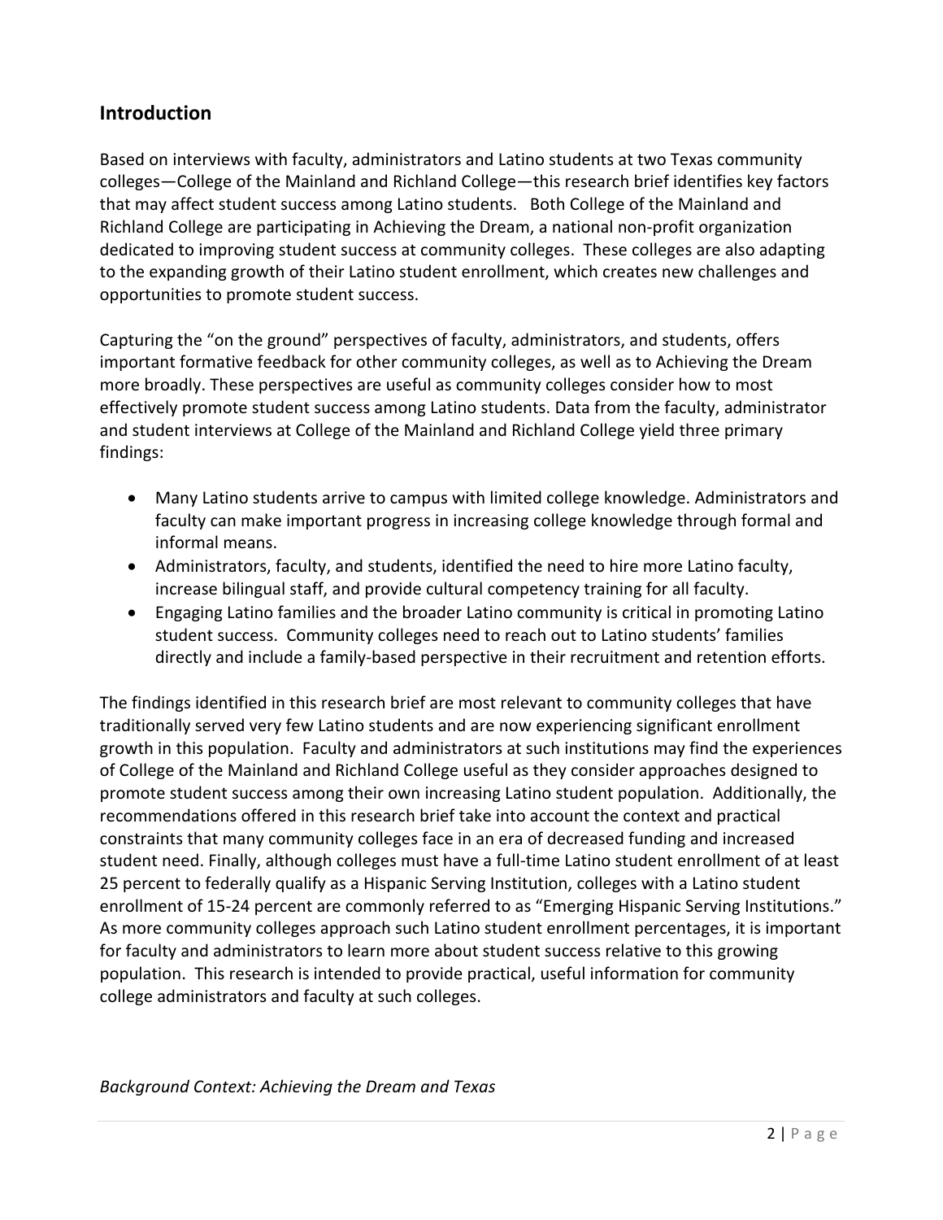## Introduction

Based on interviews with faculty, administrators and Latino students at two Texas community colleges—College of the Mainland and Richland College—this research brief identifies key factors that may affect student success among Latino students. Both College of the Mainland and Richland College are participating in Achieving the Dream, a national non-profit organization dedicated to improving student success at community colleges. These colleges are also adapting to the expanding growth of their Latino student enrollment, which creates new challenges and opportunities to promote student success.

Capturing the "on the ground" perspectives of faculty, administrators, and students, offers important formative feedback for other community colleges, as well as to Achieving the Dream more broadly. These perspectives are useful as community colleges consider how to most effectively promote student success among Latino students. Data from the faculty, administrator and student interviews at College of the Mainland and Richland College yield three primary findings:

- Many Latino students arrive to campus with limited college knowledge. Administrators and faculty can make important progress in increasing college knowledge through formal and informal means.
- Administrators, faculty, and students, identified the need to hire more Latino faculty, increase bilingual staff, and provide cultural competency training for all faculty.
- Engaging Latino families and the broader Latino community is critical in promoting Latino student success. Community colleges need to reach out to Latino students' families directly and include a family-based perspective in their recruitment and retention efforts.

The findings identified in this research brief are most relevant to community colleges that have traditionally served very few Latino students and are now experiencing significant enrollment growth in this population. Faculty and administrators at such institutions may find the experiences of College of the Mainland and Richland College useful as they consider approaches designed to promote student success among their own increasing Latino student population. Additionally, the recommendations offered in this research brief take into account the context and practical constraints that many community colleges face in an era of decreased funding and increased student need. Finally, although colleges must have a full-time Latino student enrollment of at least 25 percent to federally qualify as a Hispanic Serving Institution, colleges with a Latino student enrollment of 15-24 percent are commonly referred to as "Emerging Hispanic Serving Institutions." As more community colleges approach such Latino student enrollment percentages, it is important for faculty and administrators to learn more about student success relative to this growing population. This research is intended to provide practical, useful information for community college administrators and faculty at such colleges.

*Background Context: Achieving the Dream and Texas*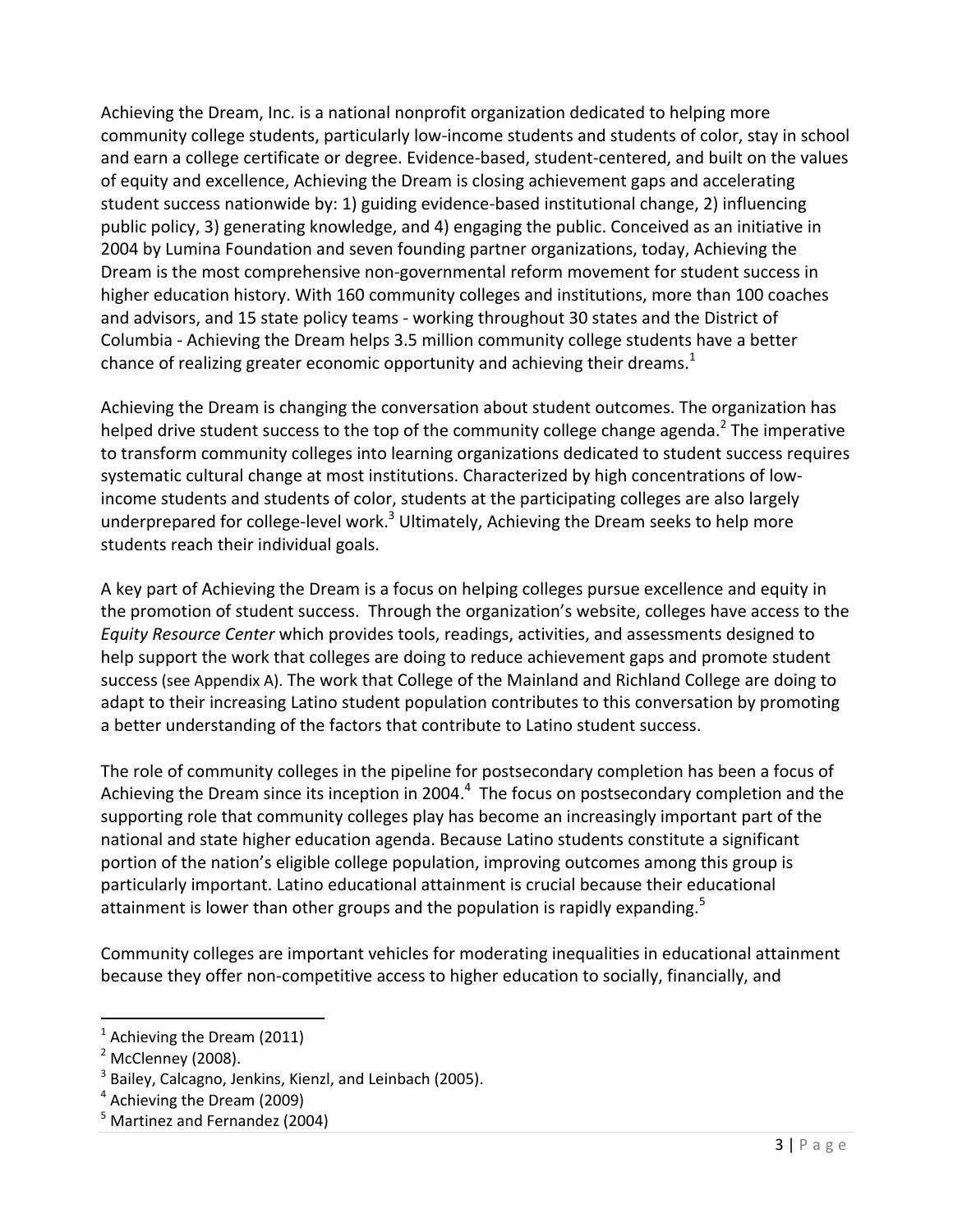Achieving the Dream, Inc. is a national nonprofit organization dedicated to helping more community college students, particularly low-income students and students of color, stay in school and earn a college certificate or degree. Evidence-based, student-centered, and built on the values of equity and excellence, Achieving the Dream is closing achievement gaps and accelerating student success nationwide by: 1) guiding evidence-based institutional change, 2) influencing public policy, 3) generating knowledge, and 4) engaging the public. Conceived as an initiative in 2004 by Lumina Foundation and seven founding partner organizations, today, Achieving the Dream is the most comprehensive non-governmental reform movement for student success in higher education history. With 160 community colleges and institutions, more than 100 coaches and advisors, and 15 state policy teams - working throughout 30 states and the District of Columbia - Achieving the Dream helps 3.5 million community college students have a better chance of realizing greater economic opportunity and achieving their dreams.[1]

Achieving the Dream is changing the conversation about student outcomes. The organization has helped drive student success to the top of the community college change agenda.[2] The imperative to transform community colleges into learning organizations dedicated to student success requires systematic cultural change at most institutions. Characterized by high concentrations of low-income students and students of color, students at the participating colleges are also largely underprepared for college-level work.[3] Ultimately, Achieving the Dream seeks to help more students reach their individual goals.

A key part of Achieving the Dream is a focus on helping colleges pursue excellence and equity in the promotion of student success. Through the organization's website, colleges have access to the *Equity Resource Center* which provides tools, readings, activities, and assessments designed to help support the work that colleges are doing to reduce achievement gaps and promote student success (see Appendix A). The work that College of the Mainland and Richland College are doing to adapt to their increasing Latino student population contributes to this conversation by promoting a better understanding of the factors that contribute to Latino student success.

The role of community colleges in the pipeline for postsecondary completion has been a focus of Achieving the Dream since its inception in 2004.[4] The focus on postsecondary completion and the supporting role that community colleges play has become an increasingly important part of the national and state higher education agenda. Because Latino students constitute a significant portion of the nation's eligible college population, improving outcomes among this group is particularly important. Latino educational attainment is crucial because their educational attainment is lower than other groups and the population is rapidly expanding.[5]

Community colleges are important vehicles for moderating inequalities in educational attainment because they offer non-competitive access to higher education to socially, financially, and

---

[1] Achieving the Dream (2011)

[2] McClenney (2008).

[3] Bailey, Calcagno, Jenkins, Kienzl, and Leinbach (2005).

[4] Achieving the Dream (2009)

[5] Martinez and Fernandez (2004)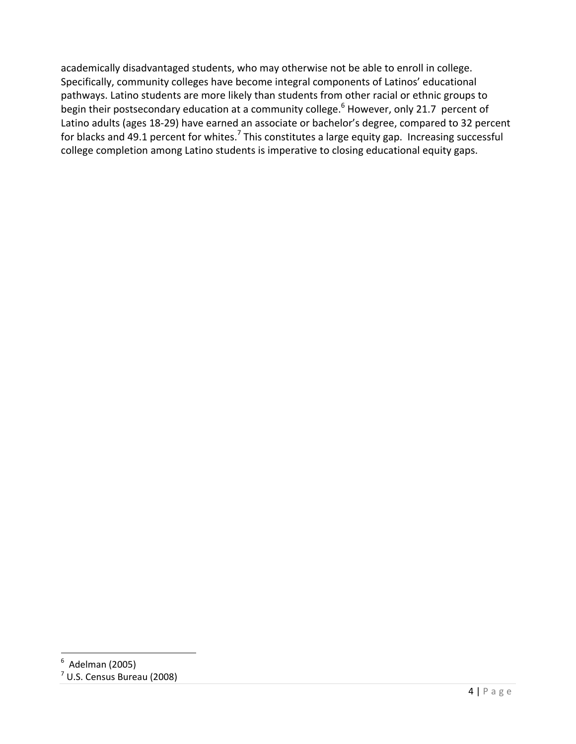academically disadvantaged students, who may otherwise not be able to enroll in college. Specifically, community colleges have become integral components of Latinos' educational pathways. Latino students are more likely than students from other racial or ethnic groups to begin their postsecondary education at a community college.[6] However, only 21.7 percent of Latino adults (ages 18-29) have earned an associate or bachelor's degree, compared to 32 percent for blacks and 49.1 percent for whites.[7] This constitutes a large equity gap. Increasing successful college completion among Latino students is imperative to closing educational equity gaps.

---

[6] Adelman (2005)

[7] U.S. Census Bureau (2008)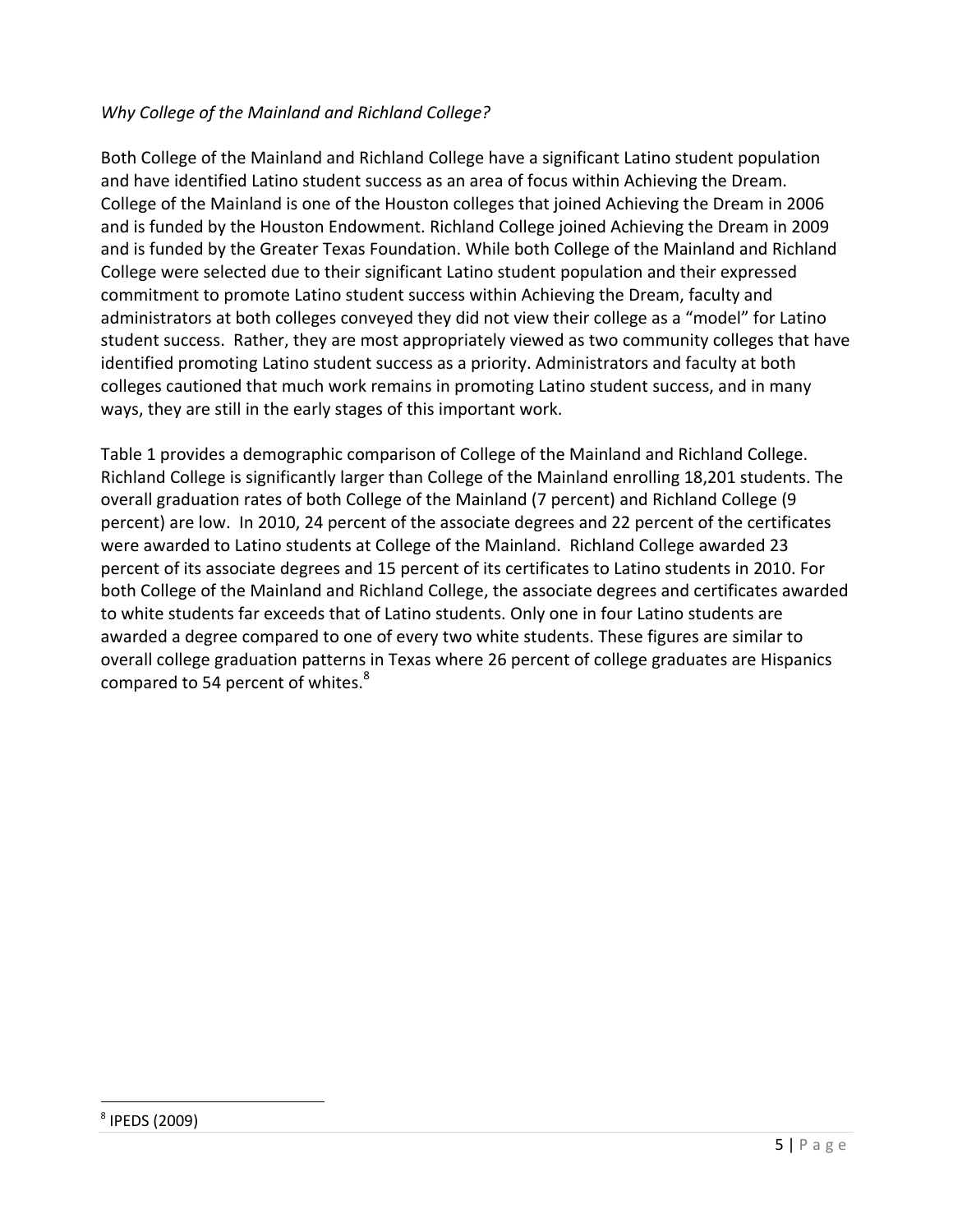*Why College of the Mainland and Richland College?*

Both College of the Mainland and Richland College have a significant Latino student population and have identified Latino student success as an area of focus within Achieving the Dream. College of the Mainland is one of the Houston colleges that joined Achieving the Dream in 2006 and is funded by the Houston Endowment. Richland College joined Achieving the Dream in 2009 and is funded by the Greater Texas Foundation. While both College of the Mainland and Richland College were selected due to their significant Latino student population and their expressed commitment to promote Latino student success within Achieving the Dream, faculty and administrators at both colleges conveyed they did not view their college as a "model" for Latino student success. Rather, they are most appropriately viewed as two community colleges that have identified promoting Latino student success as a priority. Administrators and faculty at both colleges cautioned that much work remains in promoting Latino student success, and in many ways, they are still in the early stages of this important work.

Table 1 provides a demographic comparison of College of the Mainland and Richland College. Richland College is significantly larger than College of the Mainland enrolling 18,201 students. The overall graduation rates of both College of the Mainland (7 percent) and Richland College (9 percent) are low. In 2010, 24 percent of the associate degrees and 22 percent of the certificates were awarded to Latino students at College of the Mainland. Richland College awarded 23 percent of its associate degrees and 15 percent of its certificates to Latino students in 2010. For both College of the Mainland and Richland College, the associate degrees and certificates awarded to white students far exceeds that of Latino students. Only one in four Latino students are awarded a degree compared to one of every two white students. These figures are similar to overall college graduation patterns in Texas where 26 percent of college graduates are Hispanics compared to 54 percent of whites.[8]

[8] IPEDS (2009)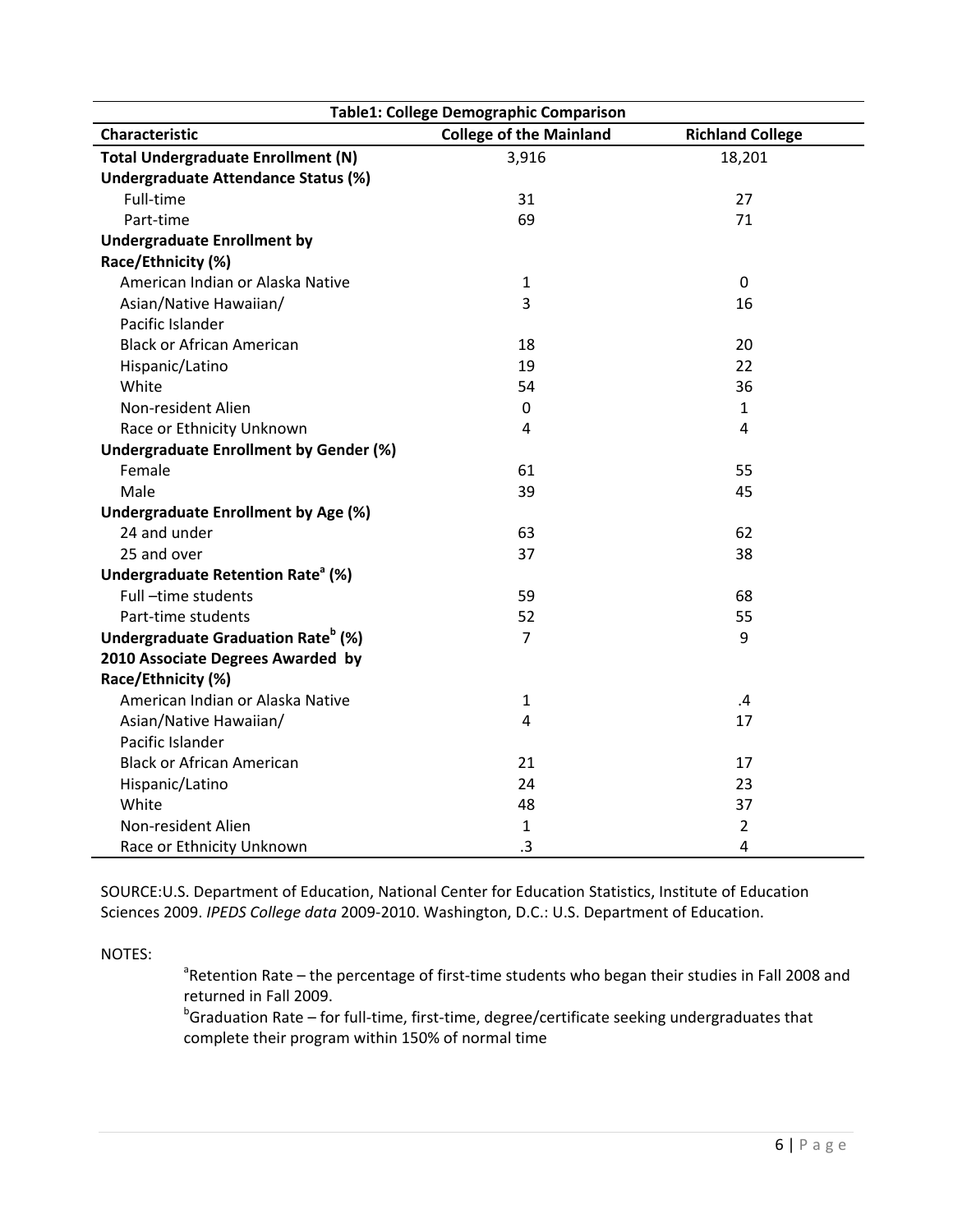| Table1: College Demographic Comparison | | |
|---|---|---|
| **Characteristic** | **College of the Mainland** | **Richland College** |
| **Total Undergraduate Enrollment (N)** | 3,916 | 18,201 |
| **Undergraduate Attendance Status (%)** | | |
| Full-time | 31 | 27 |
| Part-time | 69 | 71 |
| **Undergraduate Enrollment by Race/Ethnicity (%)** | | |
| American Indian or Alaska Native | 1 | 0 |
| Asian/Native Hawaiian/ Pacific Islander | 3 | 16 |
| Black or African American | 18 | 20 |
| Hispanic/Latino | 19 | 22 |
| White | 54 | 36 |
| Non-resident Alien | 0 | 1 |
| Race or Ethnicity Unknown | 4 | 4 |
| **Undergraduate Enrollment by Gender (%)** | | |
| Female | 61 | 55 |
| Male | 39 | 45 |
| **Undergraduate Enrollment by Age (%)** | | |
| 24 and under | 63 | 62 |
| 25 and over | 37 | 38 |
| **Undergraduate Retention Rate[a] (%)** | | |
| Full –time students | 59 | 68 |
| Part-time students | 52 | 55 |
| **Undergraduate Graduation Rate[b] (%)** | 7 | 9 |
| **2010 Associate Degrees Awarded by Race/Ethnicity (%)** | | |
| American Indian or Alaska Native | 1 | .4 |
| Asian/Native Hawaiian/ Pacific Islander | 4 | 17 |
| Black or African American | 21 | 17 |
| Hispanic/Latino | 24 | 23 |
| White | 48 | 37 |
| Non-resident Alien | 1 | 2 |
| Race or Ethnicity Unknown | .3 | 4 |

SOURCE:U.S. Department of Education, National Center for Education Statistics, Institute of Education Sciences 2009. *IPEDS College data* 2009-2010. Washington, D.C.: U.S. Department of Education.

NOTES:

[a]Retention Rate – the percentage of first-time students who began their studies in Fall 2008 and returned in Fall 2009.

[b]Graduation Rate – for full-time, first-time, degree/certificate seeking undergraduates that complete their program within 150% of normal time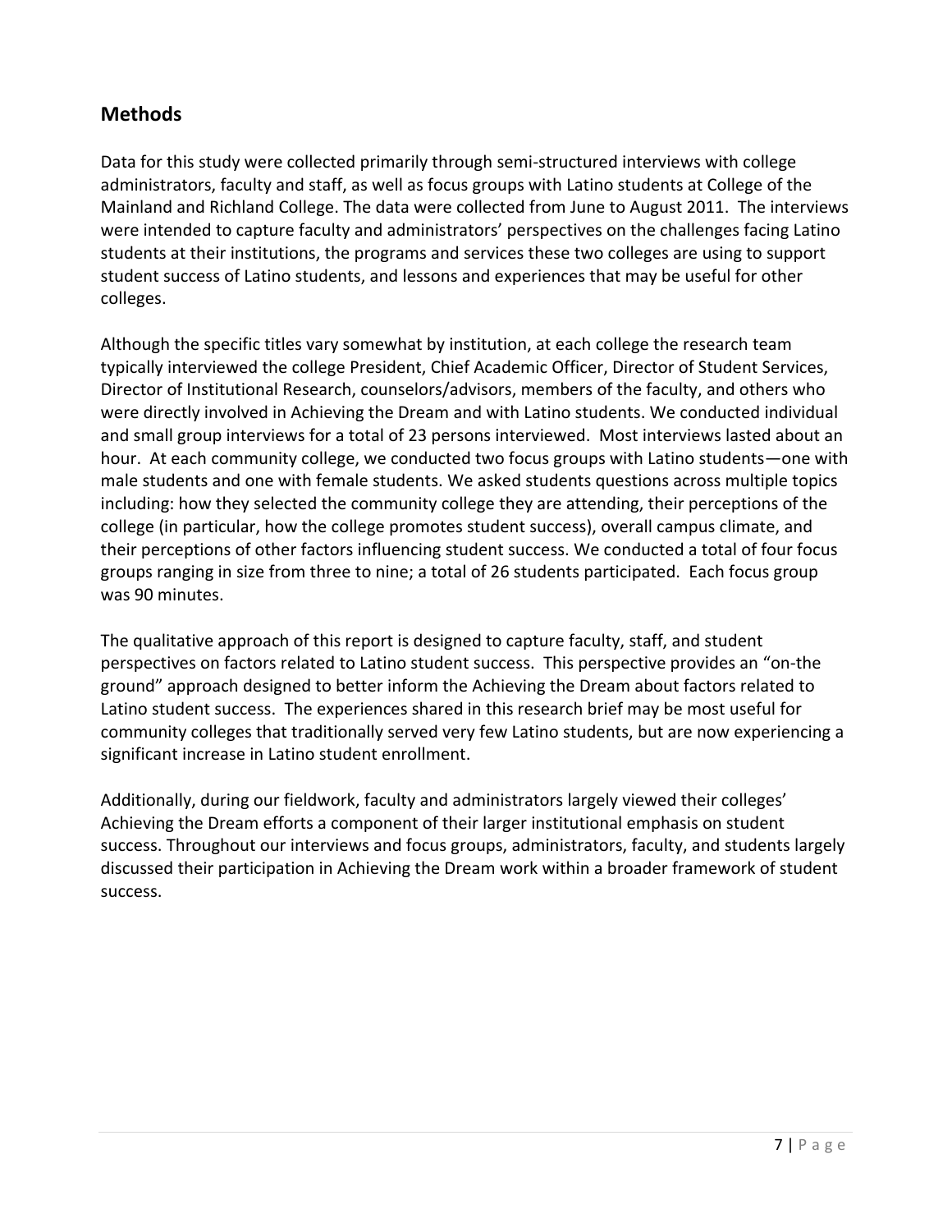## Methods

Data for this study were collected primarily through semi-structured interviews with college administrators, faculty and staff, as well as focus groups with Latino students at College of the Mainland and Richland College. The data were collected from June to August 2011. The interviews were intended to capture faculty and administrators' perspectives on the challenges facing Latino students at their institutions, the programs and services these two colleges are using to support student success of Latino students, and lessons and experiences that may be useful for other colleges.

Although the specific titles vary somewhat by institution, at each college the research team typically interviewed the college President, Chief Academic Officer, Director of Student Services, Director of Institutional Research, counselors/advisors, members of the faculty, and others who were directly involved in Achieving the Dream and with Latino students. We conducted individual and small group interviews for a total of 23 persons interviewed. Most interviews lasted about an hour. At each community college, we conducted two focus groups with Latino students—one with male students and one with female students. We asked students questions across multiple topics including: how they selected the community college they are attending, their perceptions of the college (in particular, how the college promotes student success), overall campus climate, and their perceptions of other factors influencing student success. We conducted a total of four focus groups ranging in size from three to nine; a total of 26 students participated. Each focus group was 90 minutes.

The qualitative approach of this report is designed to capture faculty, staff, and student perspectives on factors related to Latino student success. This perspective provides an "on-the ground" approach designed to better inform the Achieving the Dream about factors related to Latino student success. The experiences shared in this research brief may be most useful for community colleges that traditionally served very few Latino students, but are now experiencing a significant increase in Latino student enrollment.

Additionally, during our fieldwork, faculty and administrators largely viewed their colleges' Achieving the Dream efforts a component of their larger institutional emphasis on student success. Throughout our interviews and focus groups, administrators, faculty, and students largely discussed their participation in Achieving the Dream work within a broader framework of student success.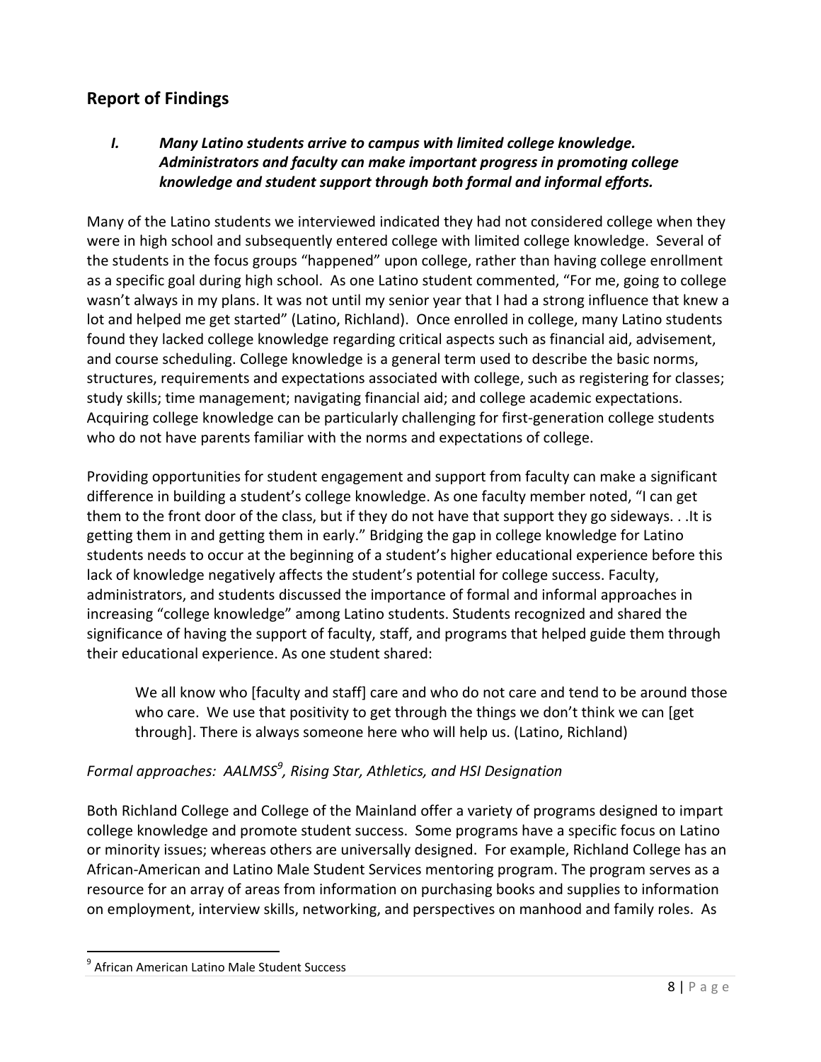## Report of Findings

### *I. Many Latino students arrive to campus with limited college knowledge. Administrators and faculty can make important progress in promoting college knowledge and student support through both formal and informal efforts.*

Many of the Latino students we interviewed indicated they had not considered college when they were in high school and subsequently entered college with limited college knowledge. Several of the students in the focus groups "happened" upon college, rather than having college enrollment as a specific goal during high school. As one Latino student commented, "For me, going to college wasn't always in my plans. It was not until my senior year that I had a strong influence that knew a lot and helped me get started" (Latino, Richland). Once enrolled in college, many Latino students found they lacked college knowledge regarding critical aspects such as financial aid, advisement, and course scheduling. College knowledge is a general term used to describe the basic norms, structures, requirements and expectations associated with college, such as registering for classes; study skills; time management; navigating financial aid; and college academic expectations. Acquiring college knowledge can be particularly challenging for first-generation college students who do not have parents familiar with the norms and expectations of college.

Providing opportunities for student engagement and support from faculty can make a significant difference in building a student's college knowledge. As one faculty member noted, "I can get them to the front door of the class, but if they do not have that support they go sideways. . .It is getting them in and getting them in early." Bridging the gap in college knowledge for Latino students needs to occur at the beginning of a student's higher educational experience before this lack of knowledge negatively affects the student's potential for college success. Faculty, administrators, and students discussed the importance of formal and informal approaches in increasing "college knowledge" among Latino students. Students recognized and shared the significance of having the support of faculty, staff, and programs that helped guide them through their educational experience. As one student shared:

> We all know who [faculty and staff] care and who do not care and tend to be around those who care. We use that positivity to get through the things we don't think we can [get through]. There is always someone here who will help us. (Latino, Richland)

*Formal approaches: AALMSS[9], Rising Star, Athletics, and HSI Designation*

Both Richland College and College of the Mainland offer a variety of programs designed to impart college knowledge and promote student success. Some programs have a specific focus on Latino or minority issues; whereas others are universally designed. For example, Richland College has an African-American and Latino Male Student Services mentoring program. The program serves as a resource for an array of areas from information on purchasing books and supplies to information on employment, interview skills, networking, and perspectives on manhood and family roles. As

---

[9] African American Latino Male Student Success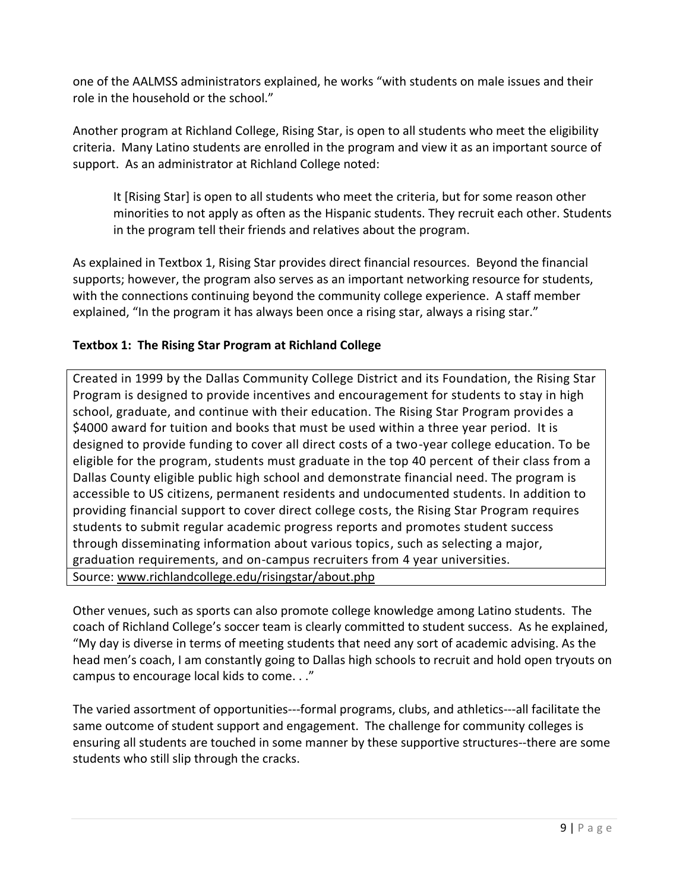one of the AALMSS administrators explained, he works "with students on male issues and their role in the household or the school."

Another program at Richland College, Rising Star, is open to all students who meet the eligibility criteria. Many Latino students are enrolled in the program and view it as an important source of support. As an administrator at Richland College noted:

> It [Rising Star] is open to all students who meet the criteria, but for some reason other minorities to not apply as often as the Hispanic students. They recruit each other. Students in the program tell their friends and relatives about the program.

As explained in Textbox 1, Rising Star provides direct financial resources. Beyond the financial supports; however, the program also serves as an important networking resource for students, with the connections continuing beyond the community college experience. A staff member explained, "In the program it has always been once a rising star, always a rising star."

**Textbox 1: The Rising Star Program at Richland College**

Created in 1999 by the Dallas Community College District and its Foundation, the Rising Star Program is designed to provide incentives and encouragement for students to stay in high school, graduate, and continue with their education. The Rising Star Program provides a $4000 award for tuition and books that must be used within a three year period. It is designed to provide funding to cover all direct costs of a two-year college education. To be eligible for the program, students must graduate in the top 40 percent of their class from a Dallas County eligible public high school and demonstrate financial need. The program is accessible to US citizens, permanent residents and undocumented students. In addition to providing financial support to cover direct college costs, the Rising Star Program requires students to submit regular academic progress reports and promotes student success through disseminating information about various topics, such as selecting a major, graduation requirements, and on-campus recruiters from 4 year universities.

Source: www.richlandcollege.edu/risingstar/about.php

Other venues, such as sports can also promote college knowledge among Latino students. The coach of Richland College's soccer team is clearly committed to student success. As he explained, "My day is diverse in terms of meeting students that need any sort of academic advising. As the head men's coach, I am constantly going to Dallas high schools to recruit and hold open tryouts on campus to encourage local kids to come. . ."

The varied assortment of opportunities---formal programs, clubs, and athletics---all facilitate the same outcome of student support and engagement. The challenge for community colleges is ensuring all students are touched in some manner by these supportive structures--there are some students who still slip through the cracks.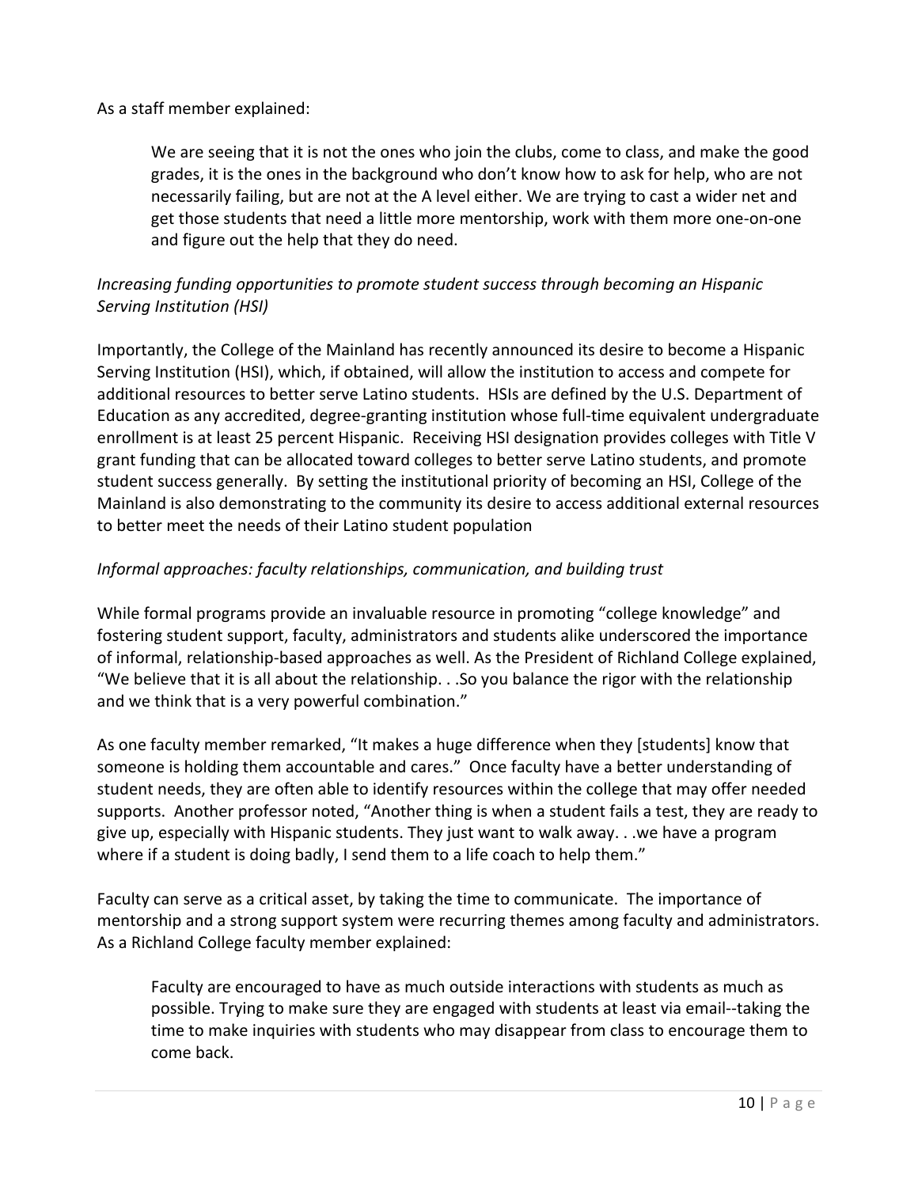As a staff member explained:

> We are seeing that it is not the ones who join the clubs, come to class, and make the good grades, it is the ones in the background who don't know how to ask for help, who are not necessarily failing, but are not at the A level either. We are trying to cast a wider net and get those students that need a little more mentorship, work with them more one-on-one and figure out the help that they do need.

*Increasing funding opportunities to promote student success through becoming an Hispanic Serving Institution (HSI)*

Importantly, the College of the Mainland has recently announced its desire to become a Hispanic Serving Institution (HSI), which, if obtained, will allow the institution to access and compete for additional resources to better serve Latino students. HSIs are defined by the U.S. Department of Education as any accredited, degree-granting institution whose full-time equivalent undergraduate enrollment is at least 25 percent Hispanic. Receiving HSI designation provides colleges with Title V grant funding that can be allocated toward colleges to better serve Latino students, and promote student success generally. By setting the institutional priority of becoming an HSI, College of the Mainland is also demonstrating to the community its desire to access additional external resources to better meet the needs of their Latino student population

*Informal approaches: faculty relationships, communication, and building trust*

While formal programs provide an invaluable resource in promoting "college knowledge" and fostering student support, faculty, administrators and students alike underscored the importance of informal, relationship-based approaches as well. As the President of Richland College explained, "We believe that it is all about the relationship. . .So you balance the rigor with the relationship and we think that is a very powerful combination."

As one faculty member remarked, "It makes a huge difference when they [students] know that someone is holding them accountable and cares." Once faculty have a better understanding of student needs, they are often able to identify resources within the college that may offer needed supports. Another professor noted, "Another thing is when a student fails a test, they are ready to give up, especially with Hispanic students. They just want to walk away. . .we have a program where if a student is doing badly, I send them to a life coach to help them."

Faculty can serve as a critical asset, by taking the time to communicate. The importance of mentorship and a strong support system were recurring themes among faculty and administrators. As a Richland College faculty member explained:

> Faculty are encouraged to have as much outside interactions with students as much as possible. Trying to make sure they are engaged with students at least via email--taking the time to make inquiries with students who may disappear from class to encourage them to come back.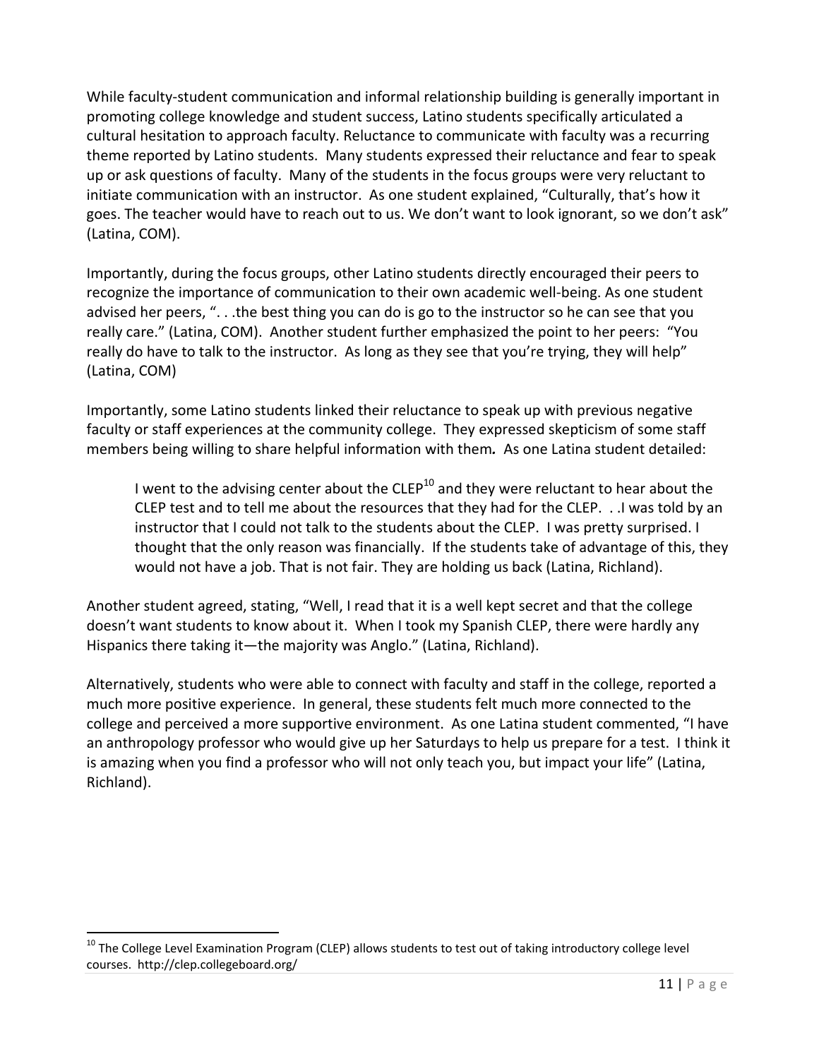While faculty-student communication and informal relationship building is generally important in promoting college knowledge and student success, Latino students specifically articulated a cultural hesitation to approach faculty. Reluctance to communicate with faculty was a recurring theme reported by Latino students. Many students expressed their reluctance and fear to speak up or ask questions of faculty. Many of the students in the focus groups were very reluctant to initiate communication with an instructor. As one student explained, "Culturally, that's how it goes. The teacher would have to reach out to us. We don't want to look ignorant, so we don't ask" (Latina, COM).

Importantly, during the focus groups, other Latino students directly encouraged their peers to recognize the importance of communication to their own academic well-being. As one student advised her peers, ". . .the best thing you can do is go to the instructor so he can see that you really care." (Latina, COM). Another student further emphasized the point to her peers: "You really do have to talk to the instructor. As long as they see that you're trying, they will help" (Latina, COM)

Importantly, some Latino students linked their reluctance to speak up with previous negative faculty or staff experiences at the community college. They expressed skepticism of some staff members being willing to share helpful information with them**.** As one Latina student detailed:

> I went to the advising center about the CLEP[10] and they were reluctant to hear about the CLEP test and to tell me about the resources that they had for the CLEP. . .I was told by an instructor that I could not talk to the students about the CLEP. I was pretty surprised. I thought that the only reason was financially. If the students take of advantage of this, they would not have a job. That is not fair. They are holding us back (Latina, Richland).

Another student agreed, stating, "Well, I read that it is a well kept secret and that the college doesn't want students to know about it. When I took my Spanish CLEP, there were hardly any Hispanics there taking it—the majority was Anglo." (Latina, Richland).

Alternatively, students who were able to connect with faculty and staff in the college, reported a much more positive experience. In general, these students felt much more connected to the college and perceived a more supportive environment. As one Latina student commented, "I have an anthropology professor who would give up her Saturdays to help us prepare for a test. I think it is amazing when you find a professor who will not only teach you, but impact your life" (Latina, Richland).

---

[10] The College Level Examination Program (CLEP) allows students to test out of taking introductory college level courses. http://clep.collegeboard.org/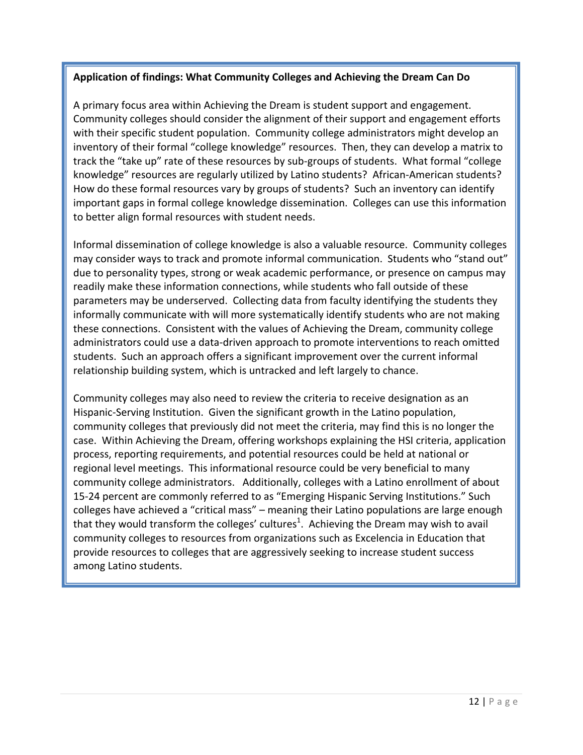**Application of findings: What Community Colleges and Achieving the Dream Can Do**

A primary focus area within Achieving the Dream is student support and engagement. Community colleges should consider the alignment of their support and engagement efforts with their specific student population. Community college administrators might develop an inventory of their formal "college knowledge" resources. Then, they can develop a matrix to track the "take up" rate of these resources by sub-groups of students. What formal "college knowledge" resources are regularly utilized by Latino students? African-American students? How do these formal resources vary by groups of students? Such an inventory can identify important gaps in formal college knowledge dissemination. Colleges can use this information to better align formal resources with student needs.

Informal dissemination of college knowledge is also a valuable resource. Community colleges may consider ways to track and promote informal communication. Students who "stand out" due to personality types, strong or weak academic performance, or presence on campus may readily make these information connections, while students who fall outside of these parameters may be underserved. Collecting data from faculty identifying the students they informally communicate with will more systematically identify students who are not making these connections. Consistent with the values of Achieving the Dream, community college administrators could use a data-driven approach to promote interventions to reach omitted students. Such an approach offers a significant improvement over the current informal relationship building system, which is untracked and left largely to chance.

Community colleges may also need to review the criteria to receive designation as an Hispanic-Serving Institution. Given the significant growth in the Latino population, community colleges that previously did not meet the criteria, may find this is no longer the case. Within Achieving the Dream, offering workshops explaining the HSI criteria, application process, reporting requirements, and potential resources could be held at national or regional level meetings. This informational resource could be very beneficial to many community college administrators. Additionally, colleges with a Latino enrollment of about 15-24 percent are commonly referred to as "Emerging Hispanic Serving Institutions." Such colleges have achieved a "critical mass" – meaning their Latino populations are large enough that they would transform the colleges' cultures[1]. Achieving the Dream may wish to avail community colleges to resources from organizations such as Excelencia in Education that provide resources to colleges that are aggressively seeking to increase student success among Latino students.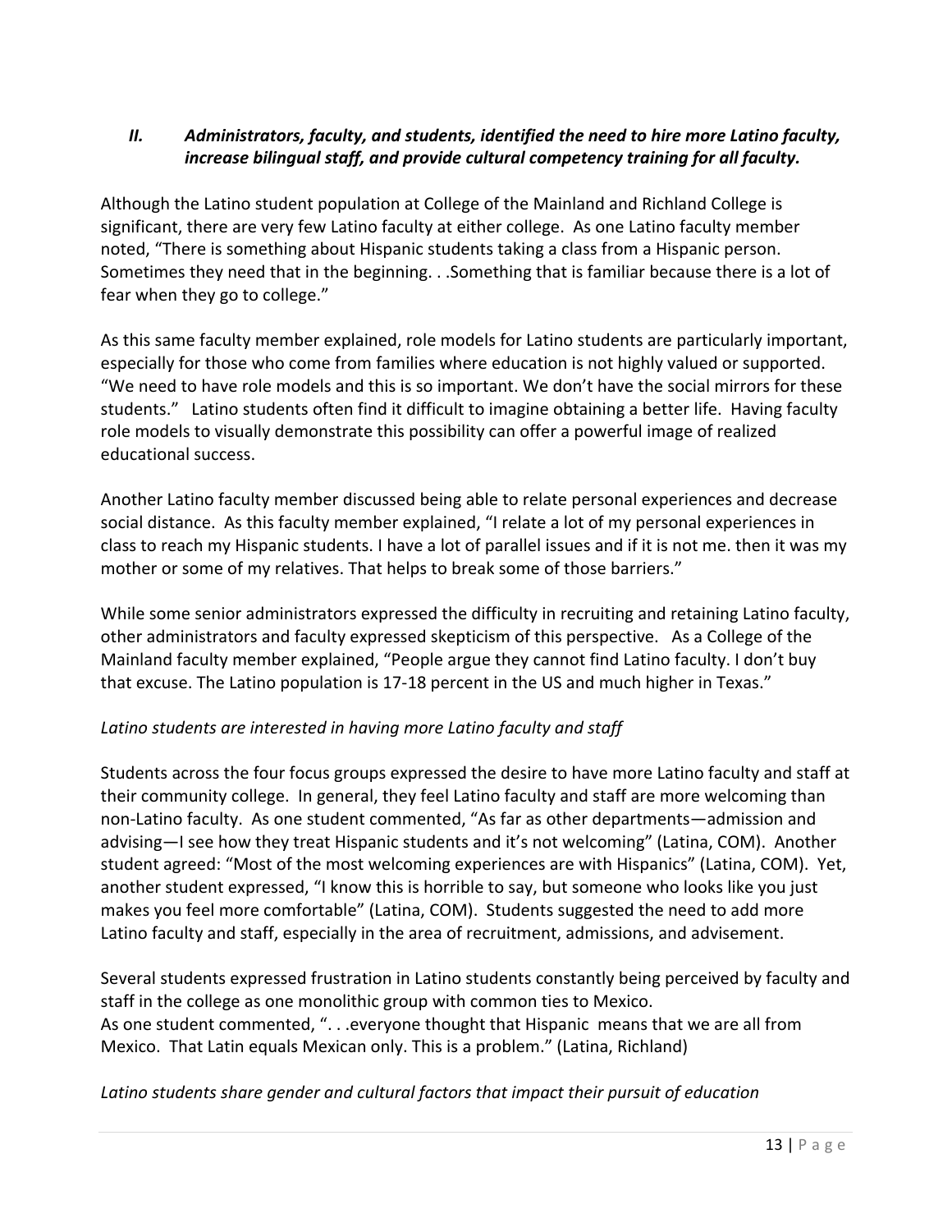## *II. Administrators, faculty, and students, identified the need to hire more Latino faculty, increase bilingual staff, and provide cultural competency training for all faculty.*

Although the Latino student population at College of the Mainland and Richland College is significant, there are very few Latino faculty at either college. As one Latino faculty member noted, "There is something about Hispanic students taking a class from a Hispanic person. Sometimes they need that in the beginning. . .Something that is familiar because there is a lot of fear when they go to college."

As this same faculty member explained, role models for Latino students are particularly important, especially for those who come from families where education is not highly valued or supported. "We need to have role models and this is so important. We don't have the social mirrors for these students." Latino students often find it difficult to imagine obtaining a better life. Having faculty role models to visually demonstrate this possibility can offer a powerful image of realized educational success.

Another Latino faculty member discussed being able to relate personal experiences and decrease social distance. As this faculty member explained, "I relate a lot of my personal experiences in class to reach my Hispanic students. I have a lot of parallel issues and if it is not me. then it was my mother or some of my relatives. That helps to break some of those barriers."

While some senior administrators expressed the difficulty in recruiting and retaining Latino faculty, other administrators and faculty expressed skepticism of this perspective. As a College of the Mainland faculty member explained, "People argue they cannot find Latino faculty. I don't buy that excuse. The Latino population is 17-18 percent in the US and much higher in Texas."

*Latino students are interested in having more Latino faculty and staff*

Students across the four focus groups expressed the desire to have more Latino faculty and staff at their community college. In general, they feel Latino faculty and staff are more welcoming than non-Latino faculty. As one student commented, "As far as other departments—admission and advising—I see how they treat Hispanic students and it's not welcoming" (Latina, COM). Another student agreed: "Most of the most welcoming experiences are with Hispanics" (Latina, COM). Yet, another student expressed, "I know this is horrible to say, but someone who looks like you just makes you feel more comfortable" (Latina, COM). Students suggested the need to add more Latino faculty and staff, especially in the area of recruitment, admissions, and advisement.

Several students expressed frustration in Latino students constantly being perceived by faculty and staff in the college as one monolithic group with common ties to Mexico.
As one student commented, ". . .everyone thought that Hispanic means that we are all from Mexico. That Latin equals Mexican only. This is a problem." (Latina, Richland)

*Latino students share gender and cultural factors that impact their pursuit of education*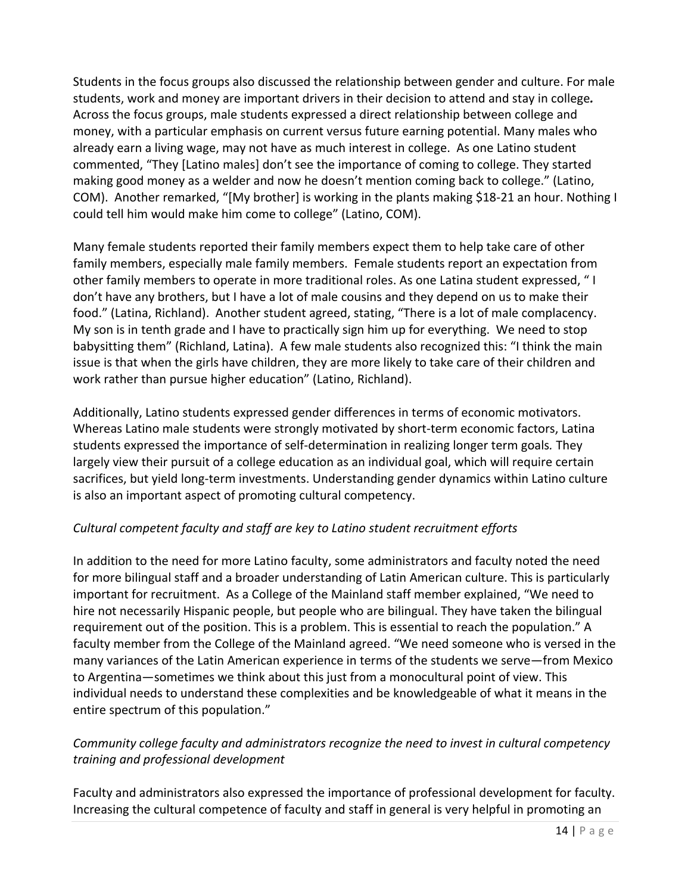Students in the focus groups also discussed the relationship between gender and culture. For male students, work and money are important drivers in their decision to attend and stay in college***.*** Across the focus groups, male students expressed a direct relationship between college and money, with a particular emphasis on current versus future earning potential. Many males who already earn a living wage, may not have as much interest in college. As one Latino student commented, "They [Latino males] don't see the importance of coming to college. They started making good money as a welder and now he doesn't mention coming back to college." (Latino, COM). Another remarked, "[My brother] is working in the plants making $18-21 an hour. Nothing I could tell him would make him come to college" (Latino, COM).

Many female students reported their family members expect them to help take care of other family members, especially male family members. Female students report an expectation from other family members to operate in more traditional roles. As one Latina student expressed, " I don't have any brothers, but I have a lot of male cousins and they depend on us to make their food." (Latina, Richland). Another student agreed, stating, "There is a lot of male complacency. My son is in tenth grade and I have to practically sign him up for everything. We need to stop babysitting them" (Richland, Latina). A few male students also recognized this: "I think the main issue is that when the girls have children, they are more likely to take care of their children and work rather than pursue higher education" (Latino, Richland).

Additionally, Latino students expressed gender differences in terms of economic motivators. Whereas Latino male students were strongly motivated by short-term economic factors, Latina students expressed the importance of self-determination in realizing longer term goals*.* They largely view their pursuit of a college education as an individual goal, which will require certain sacrifices, but yield long-term investments. Understanding gender dynamics within Latino culture is also an important aspect of promoting cultural competency.

*Cultural competent faculty and staff are key to Latino student recruitment efforts*

In addition to the need for more Latino faculty, some administrators and faculty noted the need for more bilingual staff and a broader understanding of Latin American culture. This is particularly important for recruitment. As a College of the Mainland staff member explained, "We need to hire not necessarily Hispanic people, but people who are bilingual. They have taken the bilingual requirement out of the position. This is a problem. This is essential to reach the population." A faculty member from the College of the Mainland agreed. "We need someone who is versed in the many variances of the Latin American experience in terms of the students we serve—from Mexico to Argentina—sometimes we think about this just from a monocultural point of view. This individual needs to understand these complexities and be knowledgeable of what it means in the entire spectrum of this population."

*Community college faculty and administrators recognize the need to invest in cultural competency training and professional development*

Faculty and administrators also expressed the importance of professional development for faculty. Increasing the cultural competence of faculty and staff in general is very helpful in promoting an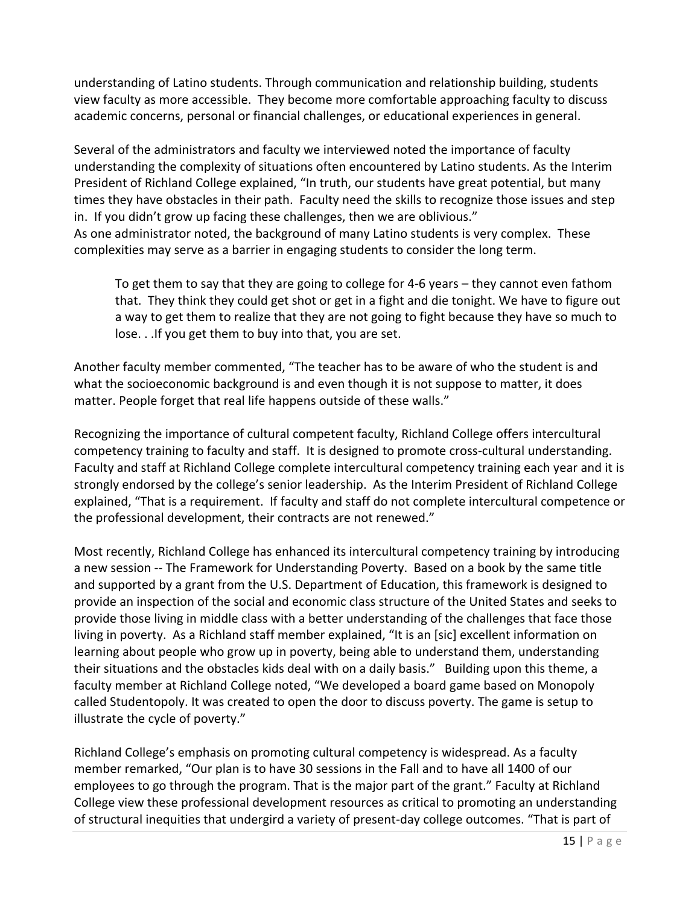understanding of Latino students. Through communication and relationship building, students view faculty as more accessible. They become more comfortable approaching faculty to discuss academic concerns, personal or financial challenges, or educational experiences in general.

Several of the administrators and faculty we interviewed noted the importance of faculty understanding the complexity of situations often encountered by Latino students. As the Interim President of Richland College explained, "In truth, our students have great potential, but many times they have obstacles in their path. Faculty need the skills to recognize those issues and step in. If you didn't grow up facing these challenges, then we are oblivious."
As one administrator noted, the background of many Latino students is very complex. These complexities may serve as a barrier in engaging students to consider the long term.

> To get them to say that they are going to college for 4-6 years – they cannot even fathom that. They think they could get shot or get in a fight and die tonight. We have to figure out a way to get them to realize that they are not going to fight because they have so much to lose. . .If you get them to buy into that, you are set.

Another faculty member commented, "The teacher has to be aware of who the student is and what the socioeconomic background is and even though it is not suppose to matter, it does matter. People forget that real life happens outside of these walls."

Recognizing the importance of cultural competent faculty, Richland College offers intercultural competency training to faculty and staff. It is designed to promote cross-cultural understanding. Faculty and staff at Richland College complete intercultural competency training each year and it is strongly endorsed by the college's senior leadership. As the Interim President of Richland College explained, "That is a requirement. If faculty and staff do not complete intercultural competence or the professional development, their contracts are not renewed."

Most recently, Richland College has enhanced its intercultural competency training by introducing a new session -- The Framework for Understanding Poverty. Based on a book by the same title and supported by a grant from the U.S. Department of Education, this framework is designed to provide an inspection of the social and economic class structure of the United States and seeks to provide those living in middle class with a better understanding of the challenges that face those living in poverty. As a Richland staff member explained, "It is an [sic] excellent information on learning about people who grow up in poverty, being able to understand them, understanding their situations and the obstacles kids deal with on a daily basis." Building upon this theme, a faculty member at Richland College noted, "We developed a board game based on Monopoly called Studentopoly. It was created to open the door to discuss poverty. The game is setup to illustrate the cycle of poverty."

Richland College's emphasis on promoting cultural competency is widespread. As a faculty member remarked, "Our plan is to have 30 sessions in the Fall and to have all 1400 of our employees to go through the program. That is the major part of the grant." Faculty at Richland College view these professional development resources as critical to promoting an understanding of structural inequities that undergird a variety of present-day college outcomes. "That is part of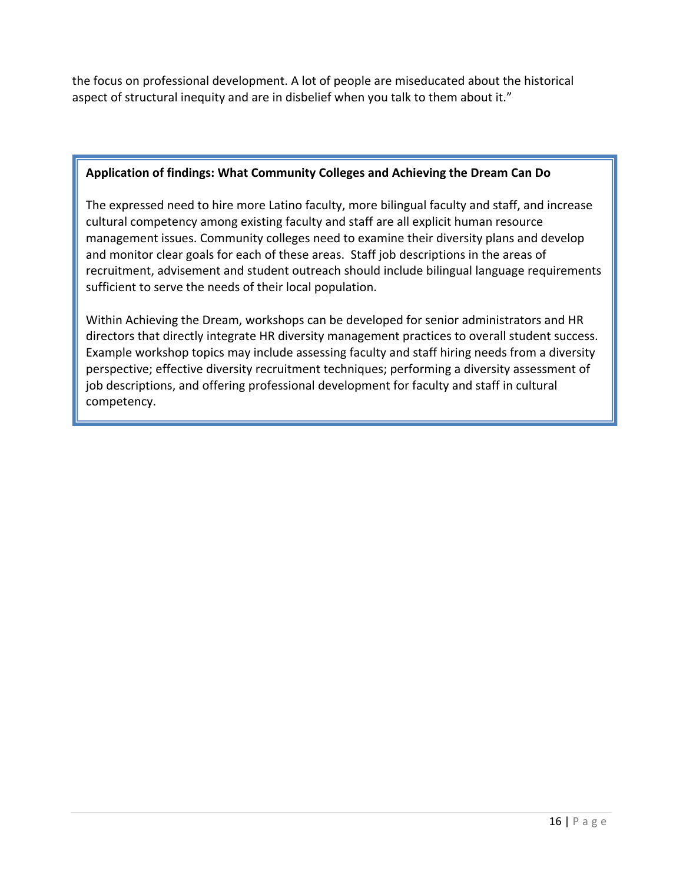the focus on professional development. A lot of people are miseducated about the historical aspect of structural inequity and are in disbelief when you talk to them about it."

**Application of findings: What Community Colleges and Achieving the Dream Can Do**

The expressed need to hire more Latino faculty, more bilingual faculty and staff, and increase cultural competency among existing faculty and staff are all explicit human resource management issues. Community colleges need to examine their diversity plans and develop and monitor clear goals for each of these areas. Staff job descriptions in the areas of recruitment, advisement and student outreach should include bilingual language requirements sufficient to serve the needs of their local population.

Within Achieving the Dream, workshops can be developed for senior administrators and HR directors that directly integrate HR diversity management practices to overall student success. Example workshop topics may include assessing faculty and staff hiring needs from a diversity perspective; effective diversity recruitment techniques; performing a diversity assessment of job descriptions, and offering professional development for faculty and staff in cultural competency.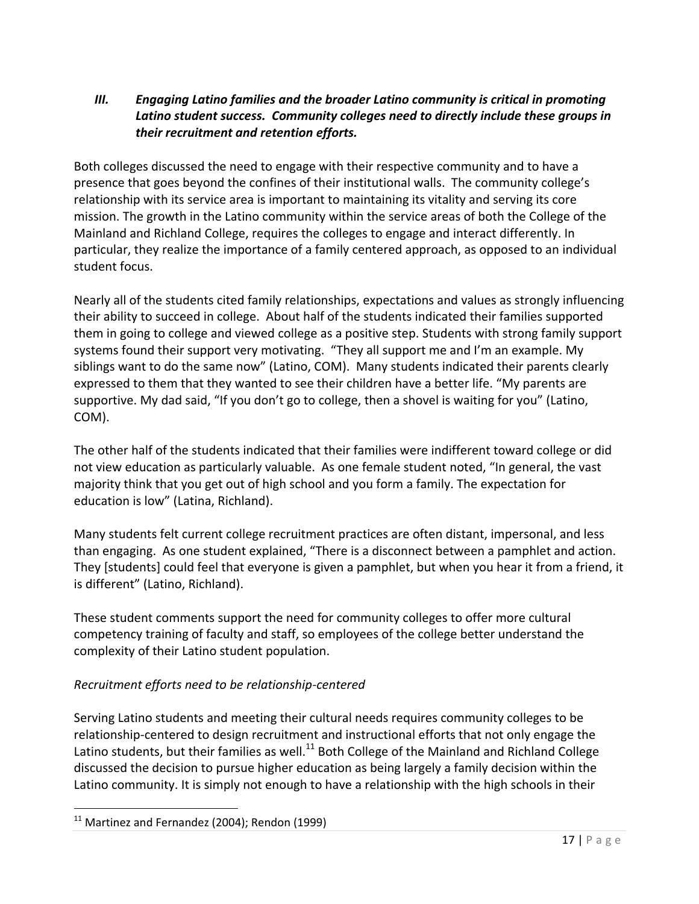### *III. Engaging Latino families and the broader Latino community is critical in promoting Latino student success. Community colleges need to directly include these groups in their recruitment and retention efforts.*

Both colleges discussed the need to engage with their respective community and to have a presence that goes beyond the confines of their institutional walls. The community college's relationship with its service area is important to maintaining its vitality and serving its core mission. The growth in the Latino community within the service areas of both the College of the Mainland and Richland College, requires the colleges to engage and interact differently. In particular, they realize the importance of a family centered approach, as opposed to an individual student focus.

Nearly all of the students cited family relationships, expectations and values as strongly influencing their ability to succeed in college. About half of the students indicated their families supported them in going to college and viewed college as a positive step. Students with strong family support systems found their support very motivating. "They all support me and I'm an example. My siblings want to do the same now" (Latino, COM). Many students indicated their parents clearly expressed to them that they wanted to see their children have a better life. "My parents are supportive. My dad said, "If you don't go to college, then a shovel is waiting for you" (Latino, COM).

The other half of the students indicated that their families were indifferent toward college or did not view education as particularly valuable. As one female student noted, "In general, the vast majority think that you get out of high school and you form a family. The expectation for education is low" (Latina, Richland).

Many students felt current college recruitment practices are often distant, impersonal, and less than engaging. As one student explained, "There is a disconnect between a pamphlet and action. They [students] could feel that everyone is given a pamphlet, but when you hear it from a friend, it is different" (Latino, Richland).

These student comments support the need for community colleges to offer more cultural competency training of faculty and staff, so employees of the college better understand the complexity of their Latino student population.

*Recruitment efforts need to be relationship-centered*

Serving Latino students and meeting their cultural needs requires community colleges to be relationship-centered to design recruitment and instructional efforts that not only engage the Latino students, but their families as well.[11] Both College of the Mainland and Richland College discussed the decision to pursue higher education as being largely a family decision within the Latino community. It is simply not enough to have a relationship with the high schools in their

[11] Martinez and Fernandez (2004); Rendon (1999)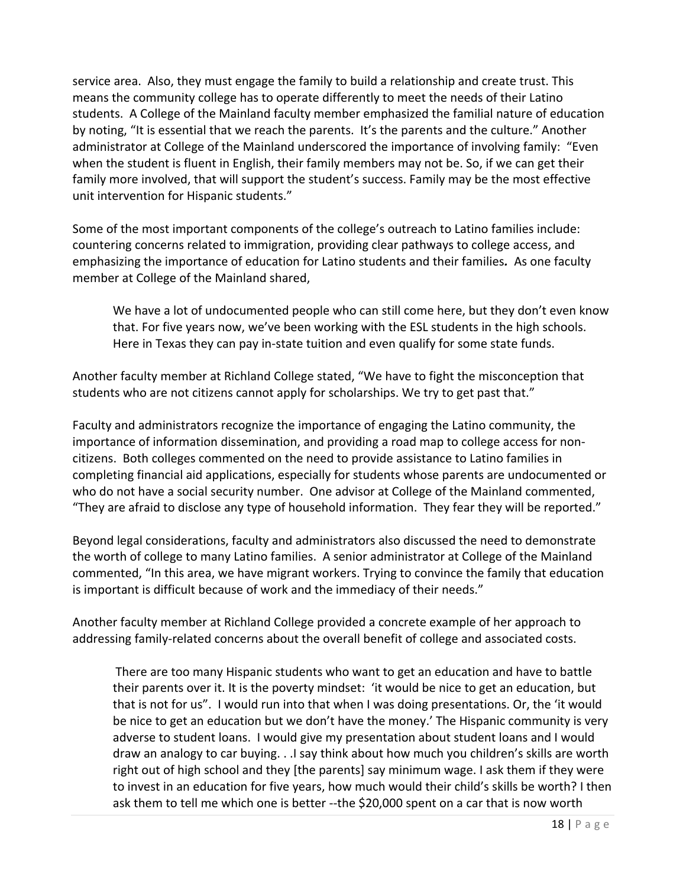service area. Also, they must engage the family to build a relationship and create trust. This means the community college has to operate differently to meet the needs of their Latino students. A College of the Mainland faculty member emphasized the familial nature of education by noting, "It is essential that we reach the parents. It's the parents and the culture." Another administrator at College of the Mainland underscored the importance of involving family: "Even when the student is fluent in English, their family members may not be. So, if we can get their family more involved, that will support the student's success. Family may be the most effective unit intervention for Hispanic students."

Some of the most important components of the college's outreach to Latino families include: countering concerns related to immigration, providing clear pathways to college access, and emphasizing the importance of education for Latino students and their families**.** As one faculty member at College of the Mainland shared,

> We have a lot of undocumented people who can still come here, but they don't even know that. For five years now, we've been working with the ESL students in the high schools. Here in Texas they can pay in-state tuition and even qualify for some state funds.

Another faculty member at Richland College stated, "We have to fight the misconception that students who are not citizens cannot apply for scholarships. We try to get past that."

Faculty and administrators recognize the importance of engaging the Latino community, the importance of information dissemination, and providing a road map to college access for non-citizens. Both colleges commented on the need to provide assistance to Latino families in completing financial aid applications, especially for students whose parents are undocumented or who do not have a social security number. One advisor at College of the Mainland commented, "They are afraid to disclose any type of household information. They fear they will be reported."

Beyond legal considerations, faculty and administrators also discussed the need to demonstrate the worth of college to many Latino families. A senior administrator at College of the Mainland commented, "In this area, we have migrant workers. Trying to convince the family that education is important is difficult because of work and the immediacy of their needs."

Another faculty member at Richland College provided a concrete example of her approach to addressing family-related concerns about the overall benefit of college and associated costs.

> There are too many Hispanic students who want to get an education and have to battle their parents over it. It is the poverty mindset: 'it would be nice to get an education, but that is not for us". I would run into that when I was doing presentations. Or, the 'it would be nice to get an education but we don't have the money.' The Hispanic community is very adverse to student loans. I would give my presentation about student loans and I would draw an analogy to car buying. . .I say think about how much you children's skills are worth right out of high school and they [the parents] say minimum wage. I ask them if they were to invest in an education for five years, how much would their child's skills be worth? I then ask them to tell me which one is better --the $20,000 spent on a car that is now worth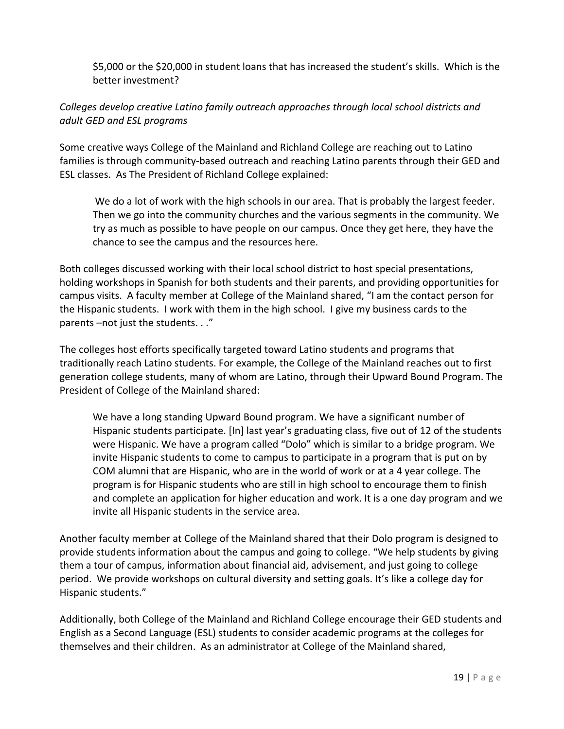> $5,000 or the $20,000 in student loans that has increased the student's skills. Which is the better investment?

*Colleges develop creative Latino family outreach approaches through local school districts and adult GED and ESL programs*

Some creative ways College of the Mainland and Richland College are reaching out to Latino families is through community-based outreach and reaching Latino parents through their GED and ESL classes. As The President of Richland College explained:

> We do a lot of work with the high schools in our area. That is probably the largest feeder. Then we go into the community churches and the various segments in the community. We try as much as possible to have people on our campus. Once they get here, they have the chance to see the campus and the resources here.

Both colleges discussed working with their local school district to host special presentations, holding workshops in Spanish for both students and their parents, and providing opportunities for campus visits. A faculty member at College of the Mainland shared, "I am the contact person for the Hispanic students. I work with them in the high school. I give my business cards to the parents –not just the students. . ."

The colleges host efforts specifically targeted toward Latino students and programs that traditionally reach Latino students. For example, the College of the Mainland reaches out to first generation college students, many of whom are Latino, through their Upward Bound Program. The President of College of the Mainland shared:

> We have a long standing Upward Bound program. We have a significant number of Hispanic students participate. [In] last year's graduating class, five out of 12 of the students were Hispanic. We have a program called "Dolo" which is similar to a bridge program. We invite Hispanic students to come to campus to participate in a program that is put on by COM alumni that are Hispanic, who are in the world of work or at a 4 year college. The program is for Hispanic students who are still in high school to encourage them to finish and complete an application for higher education and work. It is a one day program and we invite all Hispanic students in the service area.

Another faculty member at College of the Mainland shared that their Dolo program is designed to provide students information about the campus and going to college. "We help students by giving them a tour of campus, information about financial aid, advisement, and just going to college period. We provide workshops on cultural diversity and setting goals. It's like a college day for Hispanic students."

Additionally, both College of the Mainland and Richland College encourage their GED students and English as a Second Language (ESL) students to consider academic programs at the colleges for themselves and their children. As an administrator at College of the Mainland shared,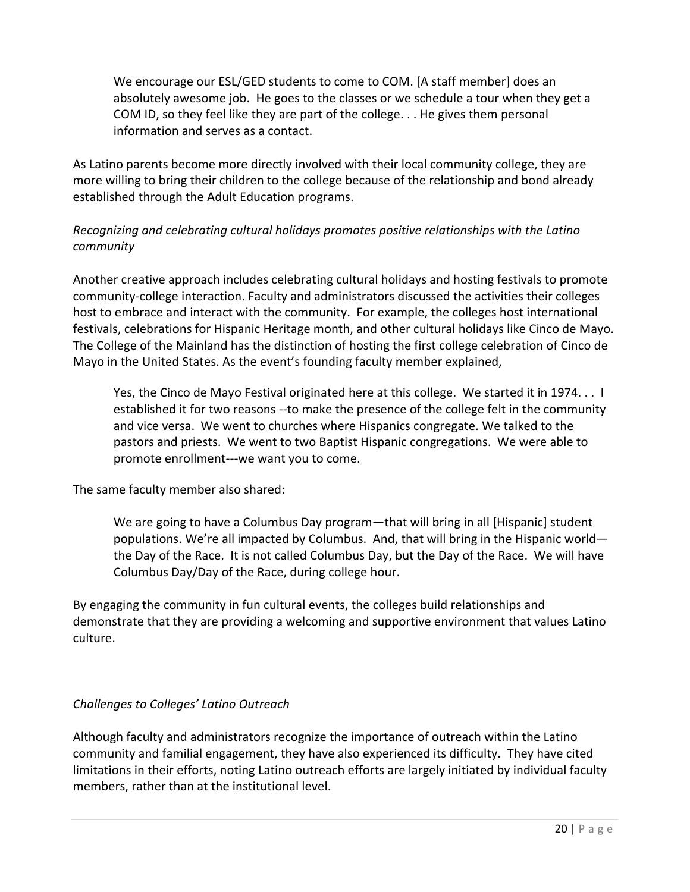> We encourage our ESL/GED students to come to COM. [A staff member] does an absolutely awesome job. He goes to the classes or we schedule a tour when they get a COM ID, so they feel like they are part of the college. . . He gives them personal information and serves as a contact.

As Latino parents become more directly involved with their local community college, they are more willing to bring their children to the college because of the relationship and bond already established through the Adult Education programs.

*Recognizing and celebrating cultural holidays promotes positive relationships with the Latino community*

Another creative approach includes celebrating cultural holidays and hosting festivals to promote community-college interaction. Faculty and administrators discussed the activities their colleges host to embrace and interact with the community. For example, the colleges host international festivals, celebrations for Hispanic Heritage month, and other cultural holidays like Cinco de Mayo. The College of the Mainland has the distinction of hosting the first college celebration of Cinco de Mayo in the United States. As the event's founding faculty member explained,

> Yes, the Cinco de Mayo Festival originated here at this college. We started it in 1974. . . I established it for two reasons --to make the presence of the college felt in the community and vice versa. We went to churches where Hispanics congregate. We talked to the pastors and priests. We went to two Baptist Hispanic congregations. We were able to promote enrollment---we want you to come.

The same faculty member also shared:

> We are going to have a Columbus Day program—that will bring in all [Hispanic] student populations. We're all impacted by Columbus. And, that will bring in the Hispanic world—the Day of the Race. It is not called Columbus Day, but the Day of the Race. We will have Columbus Day/Day of the Race, during college hour.

By engaging the community in fun cultural events, the colleges build relationships and demonstrate that they are providing a welcoming and supportive environment that values Latino culture.

*Challenges to Colleges' Latino Outreach*

Although faculty and administrators recognize the importance of outreach within the Latino community and familial engagement, they have also experienced its difficulty. They have cited limitations in their efforts, noting Latino outreach efforts are largely initiated by individual faculty members, rather than at the institutional level.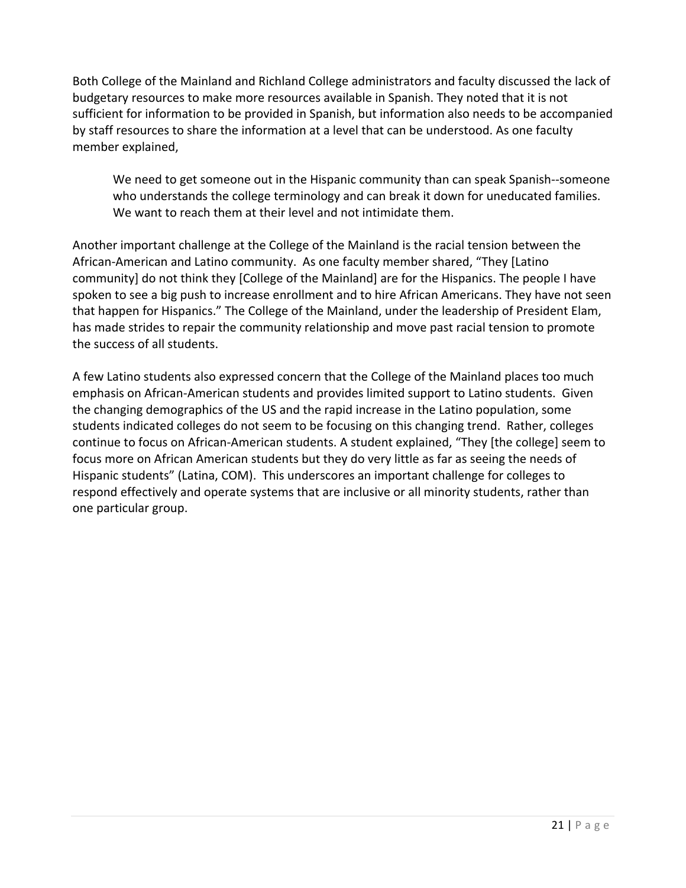Both College of the Mainland and Richland College administrators and faculty discussed the lack of budgetary resources to make more resources available in Spanish. They noted that it is not sufficient for information to be provided in Spanish, but information also needs to be accompanied by staff resources to share the information at a level that can be understood. As one faculty member explained,

> We need to get someone out in the Hispanic community than can speak Spanish--someone who understands the college terminology and can break it down for uneducated families. We want to reach them at their level and not intimidate them.

Another important challenge at the College of the Mainland is the racial tension between the African-American and Latino community. As one faculty member shared, “They [Latino community] do not think they [College of the Mainland] are for the Hispanics. The people I have spoken to see a big push to increase enrollment and to hire African Americans. They have not seen that happen for Hispanics.” The College of the Mainland, under the leadership of President Elam, has made strides to repair the community relationship and move past racial tension to promote the success of all students.

A few Latino students also expressed concern that the College of the Mainland places too much emphasis on African-American students and provides limited support to Latino students. Given the changing demographics of the US and the rapid increase in the Latino population, some students indicated colleges do not seem to be focusing on this changing trend. Rather, colleges continue to focus on African-American students. A student explained, “They [the college] seem to focus more on African American students but they do very little as far as seeing the needs of Hispanic students” (Latina, COM). This underscores an important challenge for colleges to respond effectively and operate systems that are inclusive or all minority students, rather than one particular group.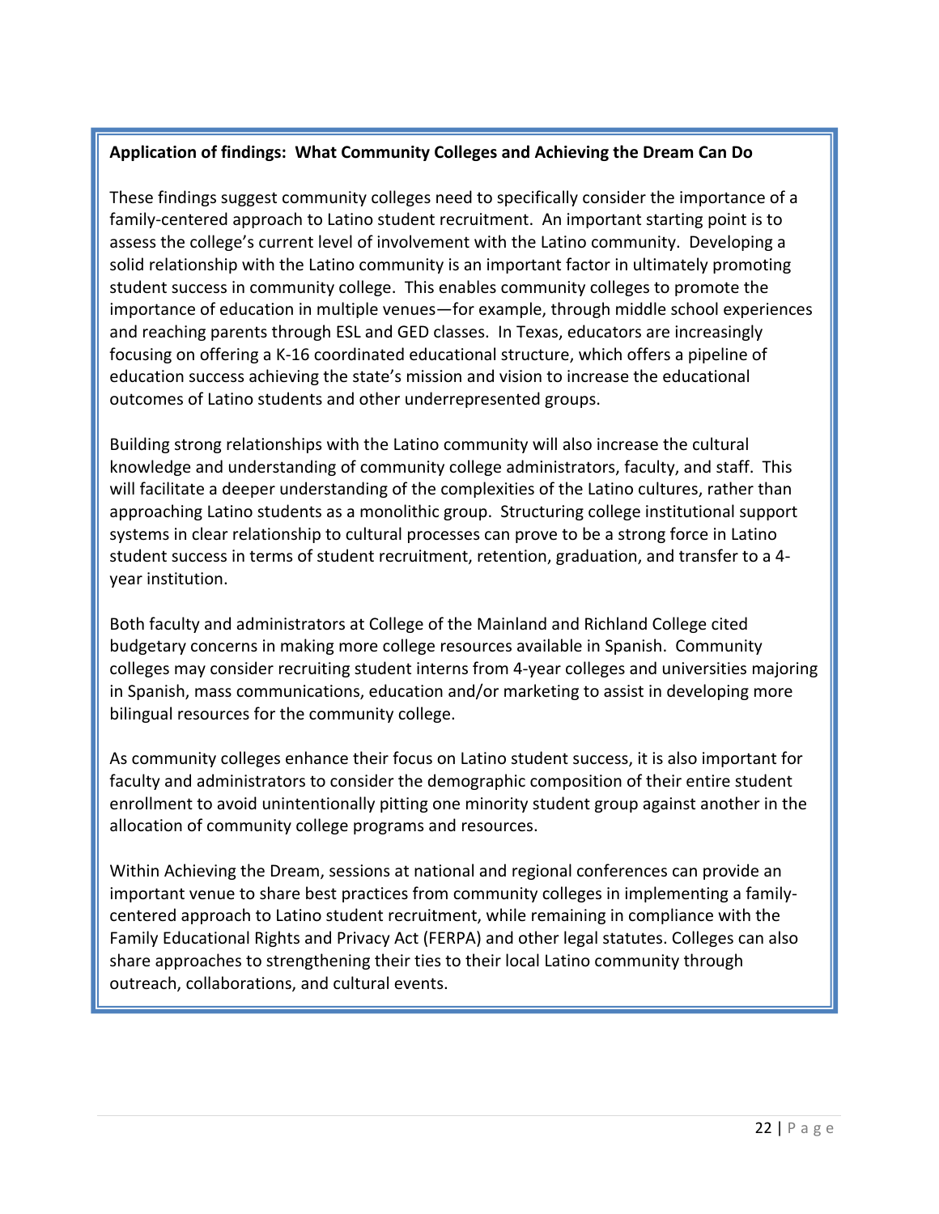**Application of findings: What Community Colleges and Achieving the Dream Can Do**

These findings suggest community colleges need to specifically consider the importance of a family-centered approach to Latino student recruitment. An important starting point is to assess the college's current level of involvement with the Latino community. Developing a solid relationship with the Latino community is an important factor in ultimately promoting student success in community college. This enables community colleges to promote the importance of education in multiple venues—for example, through middle school experiences and reaching parents through ESL and GED classes. In Texas, educators are increasingly focusing on offering a K-16 coordinated educational structure, which offers a pipeline of education success achieving the state's mission and vision to increase the educational outcomes of Latino students and other underrepresented groups.

Building strong relationships with the Latino community will also increase the cultural knowledge and understanding of community college administrators, faculty, and staff. This will facilitate a deeper understanding of the complexities of the Latino cultures, rather than approaching Latino students as a monolithic group. Structuring college institutional support systems in clear relationship to cultural processes can prove to be a strong force in Latino student success in terms of student recruitment, retention, graduation, and transfer to a 4-year institution.

Both faculty and administrators at College of the Mainland and Richland College cited budgetary concerns in making more college resources available in Spanish. Community colleges may consider recruiting student interns from 4-year colleges and universities majoring in Spanish, mass communications, education and/or marketing to assist in developing more bilingual resources for the community college.

As community colleges enhance their focus on Latino student success, it is also important for faculty and administrators to consider the demographic composition of their entire student enrollment to avoid unintentionally pitting one minority student group against another in the allocation of community college programs and resources.

Within Achieving the Dream, sessions at national and regional conferences can provide an important venue to share best practices from community colleges in implementing a family-centered approach to Latino student recruitment, while remaining in compliance with the Family Educational Rights and Privacy Act (FERPA) and other legal statutes. Colleges can also share approaches to strengthening their ties to their local Latino community through outreach, collaborations, and cultural events.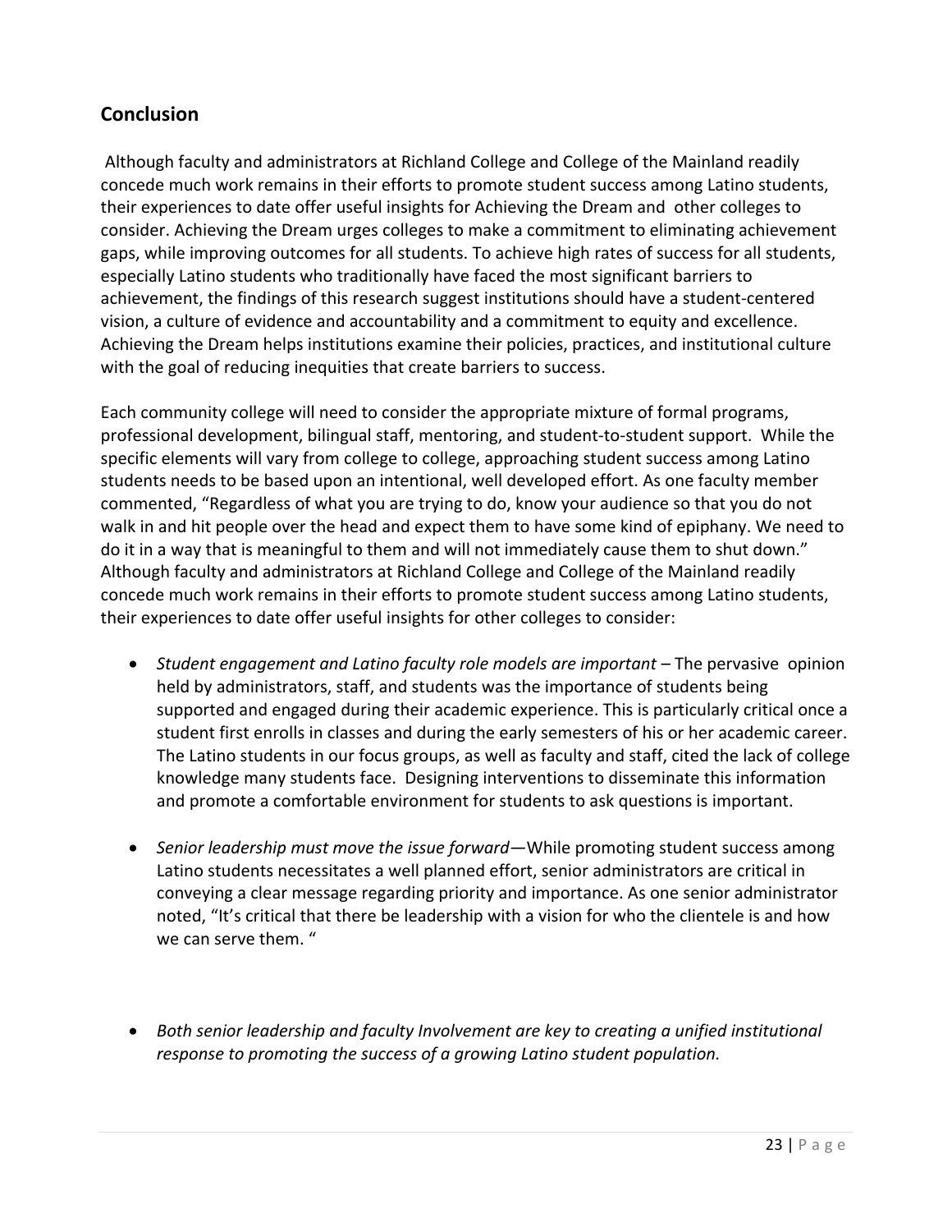## Conclusion

Although faculty and administrators at Richland College and College of the Mainland readily concede much work remains in their efforts to promote student success among Latino students, their experiences to date offer useful insights for Achieving the Dream and other colleges to consider. Achieving the Dream urges colleges to make a commitment to eliminating achievement gaps, while improving outcomes for all students. To achieve high rates of success for all students, especially Latino students who traditionally have faced the most significant barriers to achievement, the findings of this research suggest institutions should have a student-centered vision, a culture of evidence and accountability and a commitment to equity and excellence. Achieving the Dream helps institutions examine their policies, practices, and institutional culture with the goal of reducing inequities that create barriers to success.

Each community college will need to consider the appropriate mixture of formal programs, professional development, bilingual staff, mentoring, and student-to-student support. While the specific elements will vary from college to college, approaching student success among Latino students needs to be based upon an intentional, well developed effort. As one faculty member commented, "Regardless of what you are trying to do, know your audience so that you do not walk in and hit people over the head and expect them to have some kind of epiphany. We need to do it in a way that is meaningful to them and will not immediately cause them to shut down." Although faculty and administrators at Richland College and College of the Mainland readily concede much work remains in their efforts to promote student success among Latino students, their experiences to date offer useful insights for other colleges to consider:

- *Student engagement and Latino faculty role models are important* – The pervasive opinion held by administrators, staff, and students was the importance of students being supported and engaged during their academic experience. This is particularly critical once a student first enrolls in classes and during the early semesters of his or her academic career. The Latino students in our focus groups, as well as faculty and staff, cited the lack of college knowledge many students face. Designing interventions to disseminate this information and promote a comfortable environment for students to ask questions is important.

- *Senior leadership must move the issue forward*—While promoting student success among Latino students necessitates a well planned effort, senior administrators are critical in conveying a clear message regarding priority and importance. As one senior administrator noted, "It's critical that there be leadership with a vision for who the clientele is and how we can serve them. "

- *Both senior leadership and faculty Involvement are key to creating a unified institutional response to promoting the success of a growing Latino student population.*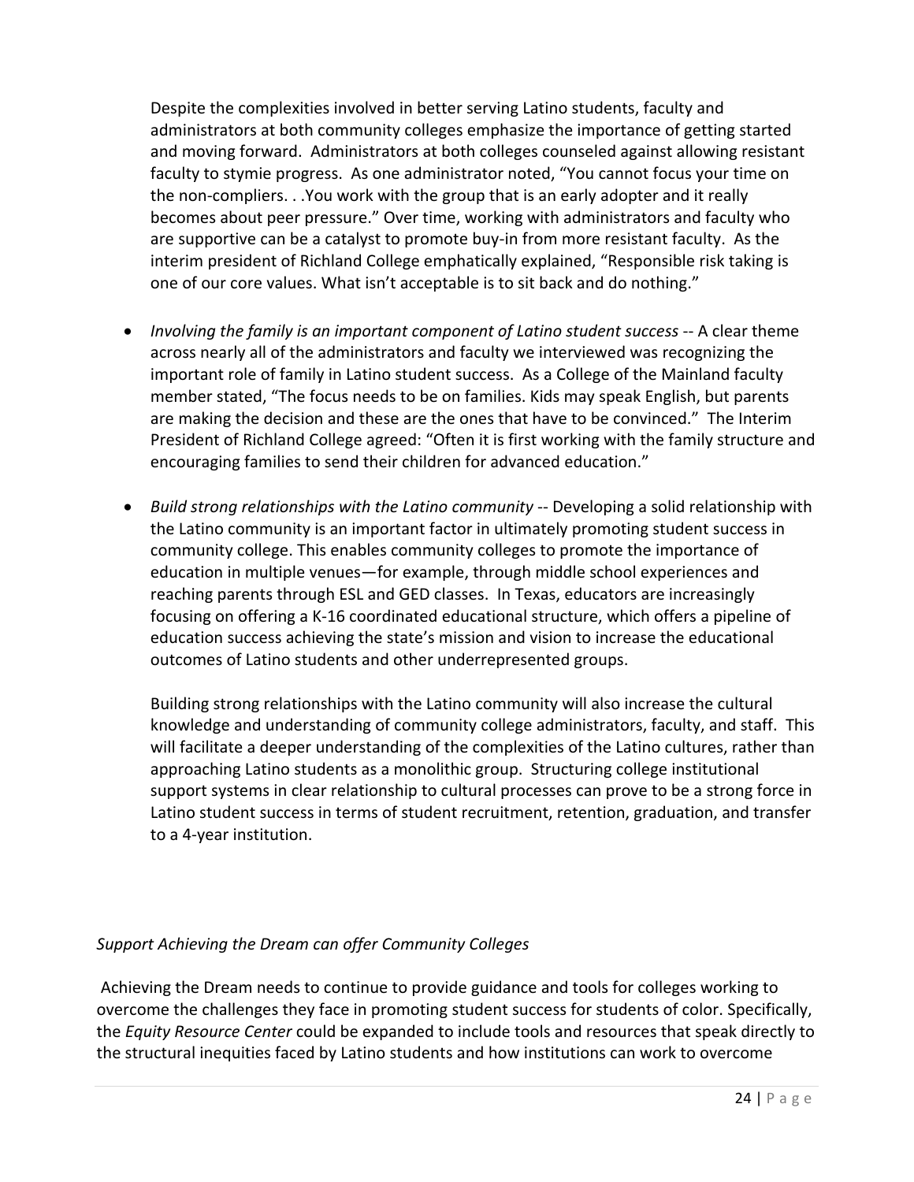Despite the complexities involved in better serving Latino students, faculty and administrators at both community colleges emphasize the importance of getting started and moving forward. Administrators at both colleges counseled against allowing resistant faculty to stymie progress. As one administrator noted, "You cannot focus your time on the non-compliers. . .You work with the group that is an early adopter and it really becomes about peer pressure." Over time, working with administrators and faculty who are supportive can be a catalyst to promote buy-in from more resistant faculty. As the interim president of Richland College emphatically explained, "Responsible risk taking is one of our core values. What isn't acceptable is to sit back and do nothing."

- *Involving the family is an important component of Latino student success* -- A clear theme across nearly all of the administrators and faculty we interviewed was recognizing the important role of family in Latino student success. As a College of the Mainland faculty member stated, "The focus needs to be on families. Kids may speak English, but parents are making the decision and these are the ones that have to be convinced." The Interim President of Richland College agreed: "Often it is first working with the family structure and encouraging families to send their children for advanced education."

- *Build strong relationships with the Latino community* -- Developing a solid relationship with the Latino community is an important factor in ultimately promoting student success in community college. This enables community colleges to promote the importance of education in multiple venues—for example, through middle school experiences and reaching parents through ESL and GED classes. In Texas, educators are increasingly focusing on offering a K-16 coordinated educational structure, which offers a pipeline of education success achieving the state's mission and vision to increase the educational outcomes of Latino students and other underrepresented groups.

  Building strong relationships with the Latino community will also increase the cultural knowledge and understanding of community college administrators, faculty, and staff. This will facilitate a deeper understanding of the complexities of the Latino cultures, rather than approaching Latino students as a monolithic group. Structuring college institutional support systems in clear relationship to cultural processes can prove to be a strong force in Latino student success in terms of student recruitment, retention, graduation, and transfer to a 4-year institution.

*Support Achieving the Dream can offer Community Colleges*

Achieving the Dream needs to continue to provide guidance and tools for colleges working to overcome the challenges they face in promoting student success for students of color. Specifically, the *Equity Resource Center* could be expanded to include tools and resources that speak directly to the structural inequities faced by Latino students and how institutions can work to overcome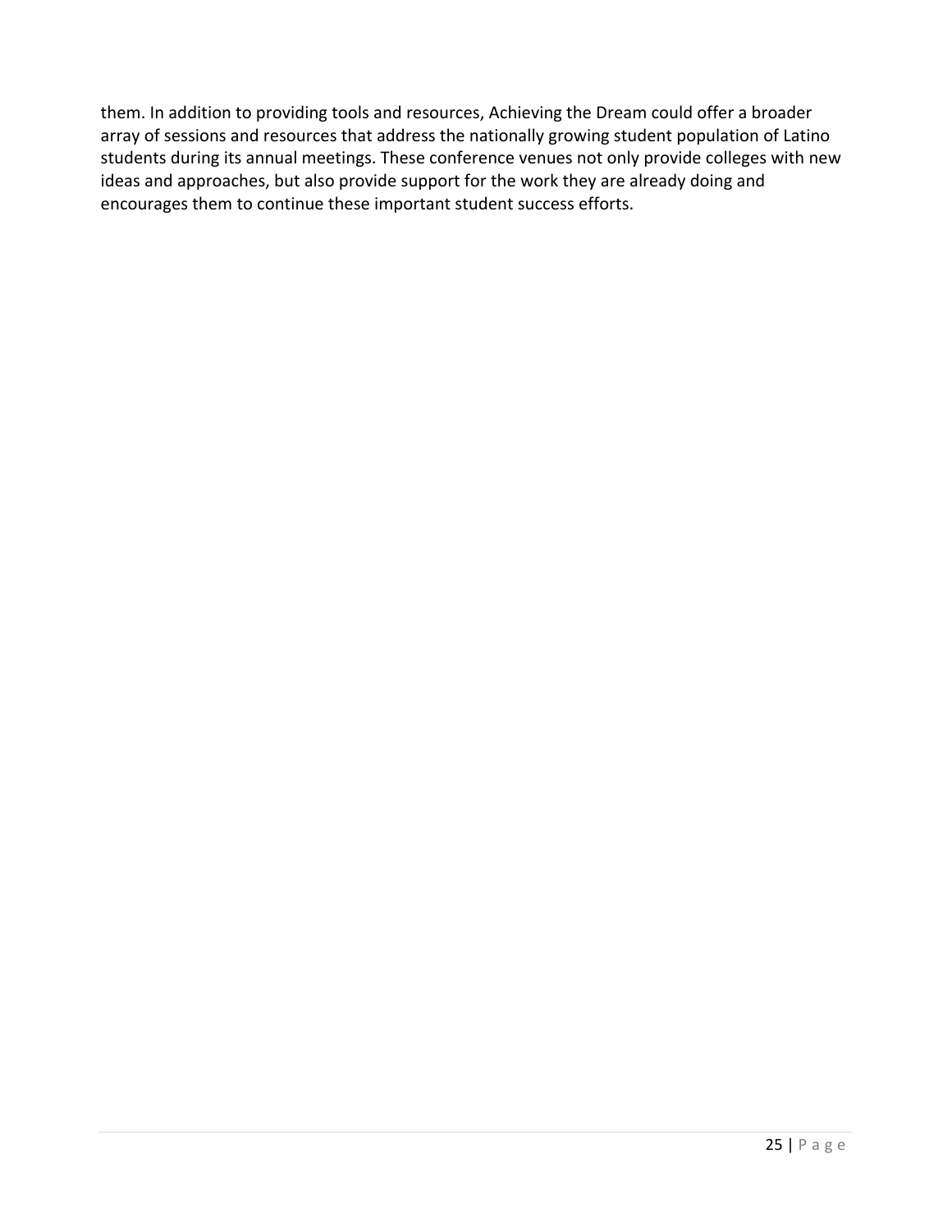them. In addition to providing tools and resources, Achieving the Dream could offer a broader array of sessions and resources that address the nationally growing student population of Latino students during its annual meetings. These conference venues not only provide colleges with new ideas and approaches, but also provide support for the work they are already doing and encourages them to continue these important student success efforts.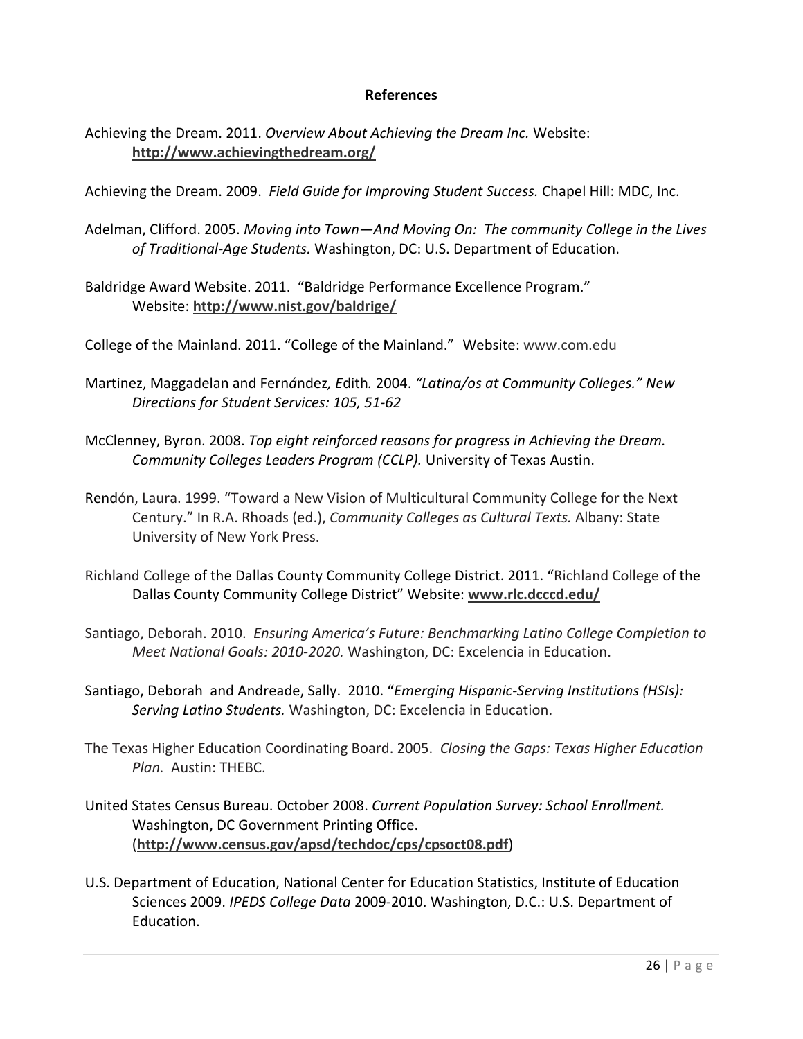**References**

Achieving the Dream. 2011. *Overview About Achieving the Dream Inc.* Website: **http://www.achievingthedream.org/**

Achieving the Dream. 2009. *Field Guide for Improving Student Success.* Chapel Hill: MDC, Inc.

Adelman, Clifford. 2005. *Moving into Town—And Moving On: The community College in the Lives of Traditional-Age Students.* Washington, DC: U.S. Department of Education.

Baldridge Award Website. 2011. "Baldridge Performance Excellence Program." Website: **http://www.nist.gov/baldrige/**

College of the Mainland. 2011. "College of the Mainland." Website: www.com.edu

Martinez, Maggadelan and Fernández*, E*dith*.* 2004. *"Latina/os at Community Colleges." New Directions for Student Services: 105, 51-62*

McClenney, Byron. 2008. *Top eight reinforced reasons for progress in Achieving the Dream. Community Colleges Leaders Program (CCLP).* University of Texas Austin.

Rendón, Laura. 1999. "Toward a New Vision of Multicultural Community College for the Next Century." In R.A. Rhoads (ed.), *Community Colleges as Cultural Texts.* Albany: State University of New York Press.

Richland College of the Dallas County Community College District. 2011. "Richland College of the Dallas County Community College District" Website: **www.rlc.dcccd.edu/**

Santiago, Deborah. 2010. *Ensuring America's Future: Benchmarking Latino College Completion to Meet National Goals: 2010-2020.* Washington, DC: Excelencia in Education.

Santiago, Deborah and Andreade, Sally. 2010. "*Emerging Hispanic-Serving Institutions (HSIs): Serving Latino Students.* Washington, DC: Excelencia in Education.

The Texas Higher Education Coordinating Board. 2005. *Closing the Gaps: Texas Higher Education Plan.* Austin: THEBC.

United States Census Bureau. October 2008. *Current Population Survey: School Enrollment.* Washington, DC Government Printing Office. (**http://www.census.gov/apsd/techdoc/cps/cpsoct08.pdf**)

U.S. Department of Education, National Center for Education Statistics, Institute of Education Sciences 2009. *IPEDS College Data* 2009-2010. Washington, D.C.: U.S. Department of Education.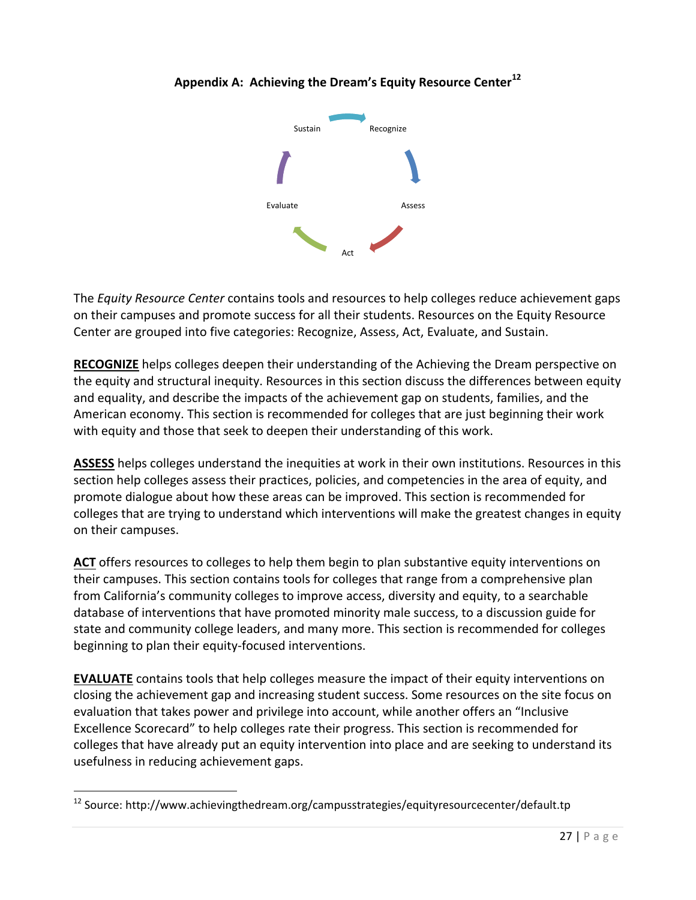## Appendix A: Achieving the Dream's Equity Resource Center[12]

Sustain → Recognize → Assess → Act → Evaluate → Sustain

The *Equity Resource Center* contains tools and resources to help colleges reduce achievement gaps on their campuses and promote success for all their students. Resources on the Equity Resource Center are grouped into five categories: Recognize, Assess, Act, Evaluate, and Sustain.

**RECOGNIZE** helps colleges deepen their understanding of the Achieving the Dream perspective on the equity and structural inequity. Resources in this section discuss the differences between equity and equality, and describe the impacts of the achievement gap on students, families, and the American economy. This section is recommended for colleges that are just beginning their work with equity and those that seek to deepen their understanding of this work.

**ASSESS** helps colleges understand the inequities at work in their own institutions. Resources in this section help colleges assess their practices, policies, and competencies in the area of equity, and promote dialogue about how these areas can be improved. This section is recommended for colleges that are trying to understand which interventions will make the greatest changes in equity on their campuses.

**ACT** offers resources to colleges to help them begin to plan substantive equity interventions on their campuses. This section contains tools for colleges that range from a comprehensive plan from California's community colleges to improve access, diversity and equity, to a searchable database of interventions that have promoted minority male success, to a discussion guide for state and community college leaders, and many more. This section is recommended for colleges beginning to plan their equity-focused interventions.

**EVALUATE** contains tools that help colleges measure the impact of their equity interventions on closing the achievement gap and increasing student success. Some resources on the site focus on evaluation that takes power and privilege into account, while another offers an "Inclusive Excellence Scorecard" to help colleges rate their progress. This section is recommended for colleges that have already put an equity intervention into place and are seeking to understand its usefulness in reducing achievement gaps.

---

[12] Source: http://www.achievingthedream.org/campusstrategies/equityresourcecenter/default.tp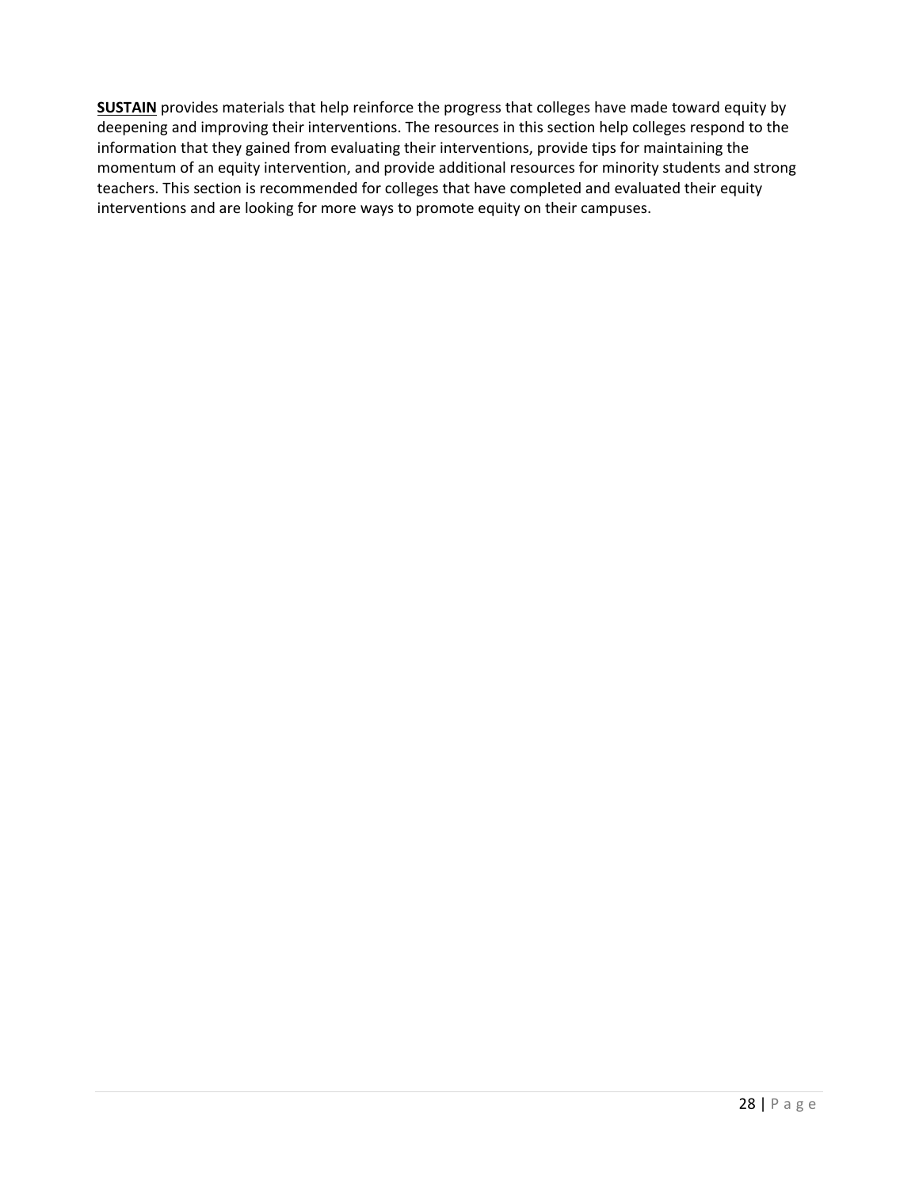**SUSTAIN** provides materials that help reinforce the progress that colleges have made toward equity by deepening and improving their interventions. The resources in this section help colleges respond to the information that they gained from evaluating their interventions, provide tips for maintaining the momentum of an equity intervention, and provide additional resources for minority students and strong teachers. This section is recommended for colleges that have completed and evaluated their equity interventions and are looking for more ways to promote equity on their campuses.